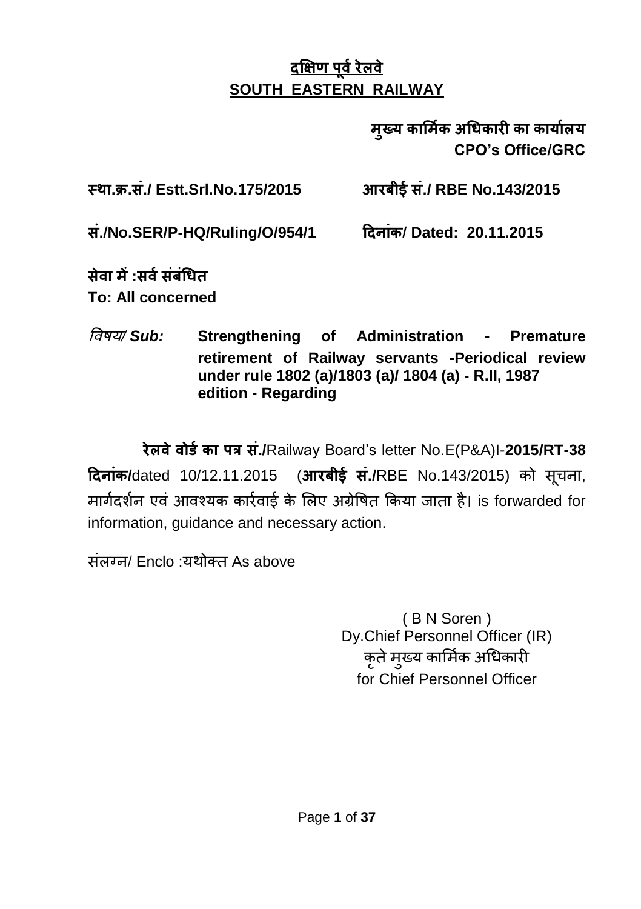# दक्षिण पूर्व रेलवे
# SOUTH EASTERN RAILWAY

**मुख्य कार्मिक अधिकारी का कार्यालय**
**CPO's Office/GRC**

**स्था.क्र.सं./ Estt.Srl.No.175/2015** **आरबीई सं./ RBE No.143/2015**

**सं./No.SER/P-HQ/Ruling/O/954/1** **दिनांक/ Dated: 20.11.2015**

**सेवा में :सर्व संबंधित**
**To: All concerned**

*विषय/ Sub:* **Strengthening of Administration - Premature retirement of Railway servants -Periodical review under rule 1802 (a)/1803 (a)/ 1804 (a) - R.II, 1987 edition - Regarding**

**रेलवे वोर्ड का पत्र सं./**Railway Board's letter No.E(P&A)I-**2015/RT-38** **दिनांक/**dated 10/12.11.2015 (**आरबीई सं./**RBE No.143/2015) को सूचना, मार्गदर्शन एवं आवश्यक कार्रवाई के लिए अग्रेषित किया जाता है। is forwarded for information, guidance and necessary action.

संलग्न/ Enclo :यथोक्त As above

( B N Soren )
Dy.Chief Personnel Officer (IR)
कृते मुख्य कार्मिक अधिकारी
for Chief Personnel Officer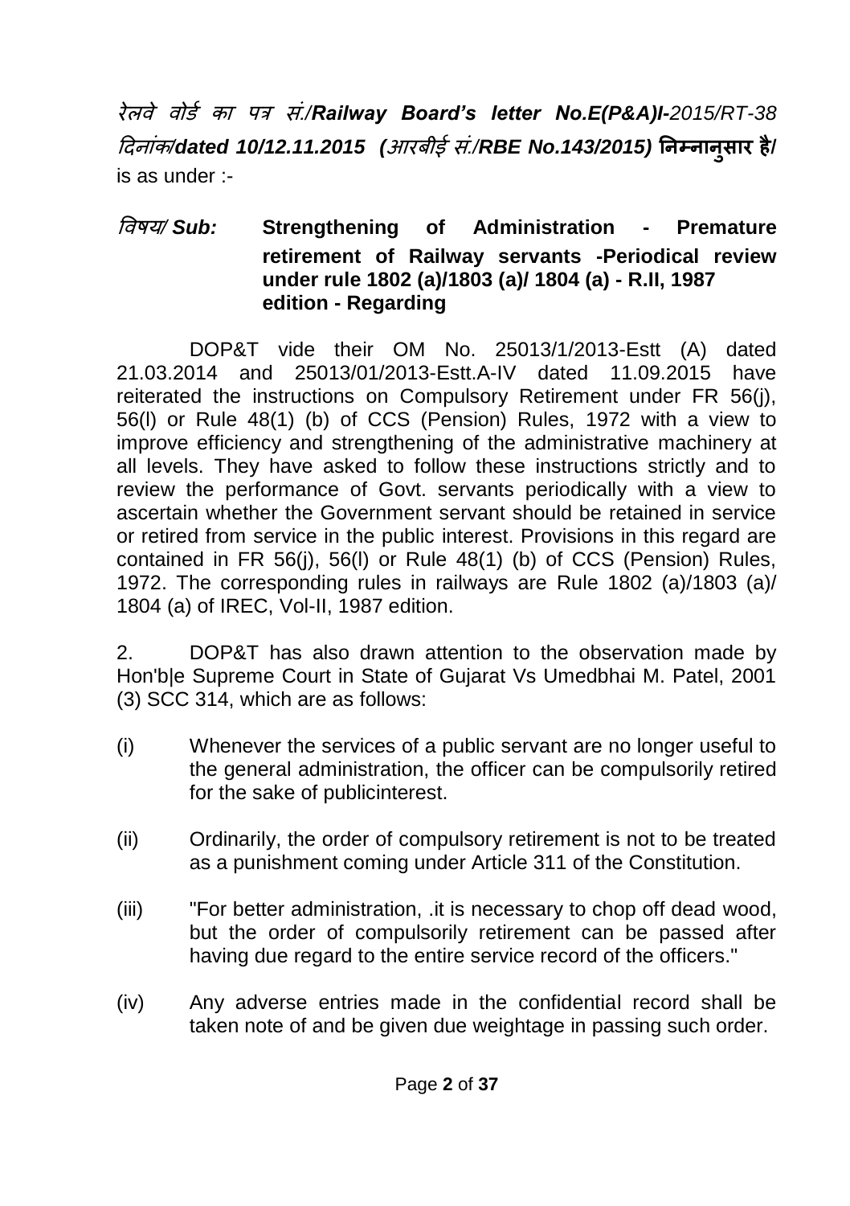*रेलवे वोर्ड का पत्र सं./**Railway Board's letter No.E(P&A)I-**2015/RT-38* *दिनांक/**dated 10/12.11.2015*** **(***आरबीई सं./***RBE No.143/2015) निम्नानुसार है/** is as under :-

*विषय/* ***Sub:*** **Strengthening of Administration - Premature retirement of Railway servants -Periodical review under rule 1802 (a)/1803 (a)/ 1804 (a) - R.II, 1987 edition - Regarding**

DOP&T vide their OM No. 25013/1/2013-Estt (A) dated 21.03.2014 and 25013/01/2013-Estt.A-IV dated 11.09.2015 have reiterated the instructions on Compulsory Retirement under FR 56(j), 56(l) or Rule 48(1) (b) of CCS (Pension) Rules, 1972 with a view to improve efficiency and strengthening of the administrative machinery at all levels. They have asked to follow these instructions strictly and to review the performance of Govt. servants periodically with a view to ascertain whether the Government servant should be retained in service or retired from service in the public interest. Provisions in this regard are contained in FR 56(j), 56(l) or Rule 48(1) (b) of CCS (Pension) Rules, 1972. The corresponding rules in railways are Rule 1802 (a)/1803 (a)/ 1804 (a) of IREC, Vol-II, 1987 edition.

2. DOP&T has also drawn attention to the observation made by Hon'b|e Supreme Court in State of Gujarat Vs Umedbhai M. Patel, 2001 (3) SCC 314, which are as follows:

(i) Whenever the services of a public servant are no longer useful to the general administration, the officer can be compulsorily retired for the sake of publicinterest.

(ii) Ordinarily, the order of compulsory retirement is not to be treated as a punishment coming under Article 311 of the Constitution.

(iii) "For better administration, .it is necessary to chop off dead wood, but the order of compulsorily retirement can be passed after having due regard to the entire service record of the officers."

(iv) Any adverse entries made in the confidential record shall be taken note of and be given due weightage in passing such order.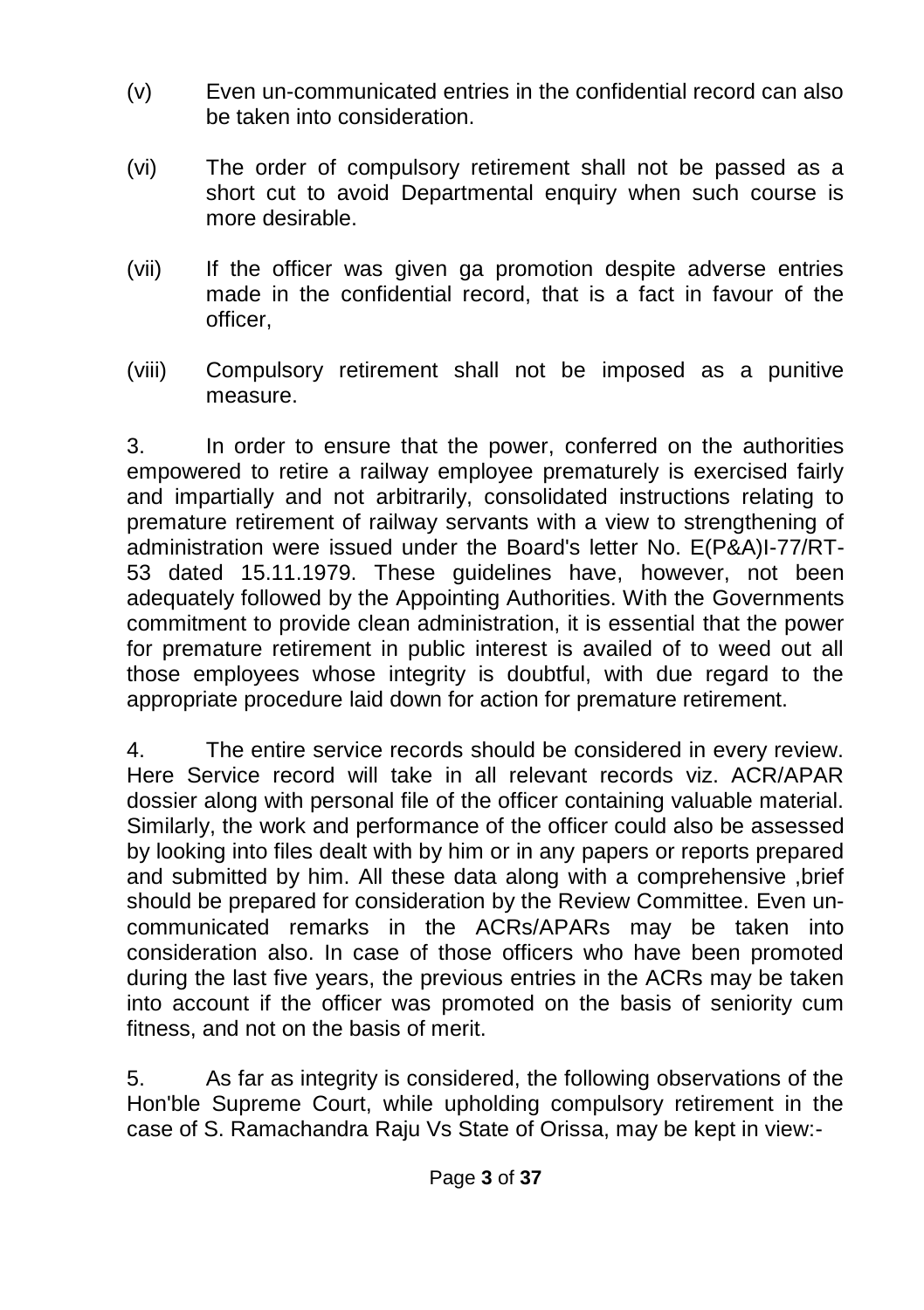(v) Even un-communicated entries in the confidential record can also be taken into consideration.

(vi) The order of compulsory retirement shall not be passed as a short cut to avoid Departmental enquiry when such course is more desirable.

(vii) If the officer was given ga promotion despite adverse entries made in the confidential record, that is a fact in favour of the officer,

(viii) Compulsory retirement shall not be imposed as a punitive measure.

3. In order to ensure that the power, conferred on the authorities empowered to retire a railway employee prematurely is exercised fairly and impartially and not arbitrarily, consolidated instructions relating to premature retirement of railway servants with a view to strengthening of administration were issued under the Board's letter No. E(P&A)I-77/RT-53 dated 15.11.1979. These guidelines have, however, not been adequately followed by the Appointing Authorities. With the Governments commitment to provide clean administration, it is essential that the power for premature retirement in public interest is availed of to weed out all those employees whose integrity is doubtful, with due regard to the appropriate procedure laid down for action for premature retirement.

4. The entire service records should be considered in every review. Here Service record will take in all relevant records viz. ACR/APAR dossier along with personal file of the officer containing valuable material. Similarly, the work and performance of the officer could also be assessed by looking into files dealt with by him or in any papers or reports prepared and submitted by him. All these data along with a comprehensive ,brief should be prepared for consideration by the Review Committee. Even un-communicated remarks in the ACRs/APARs may be taken into consideration also. In case of those officers who have been promoted during the last five years, the previous entries in the ACRs may be taken into account if the officer was promoted on the basis of seniority cum fitness, and not on the basis of merit.

5. As far as integrity is considered, the following observations of the Hon'ble Supreme Court, while upholding compulsory retirement in the case of S. Ramachandra Raju Vs State of Orissa, may be kept in view:-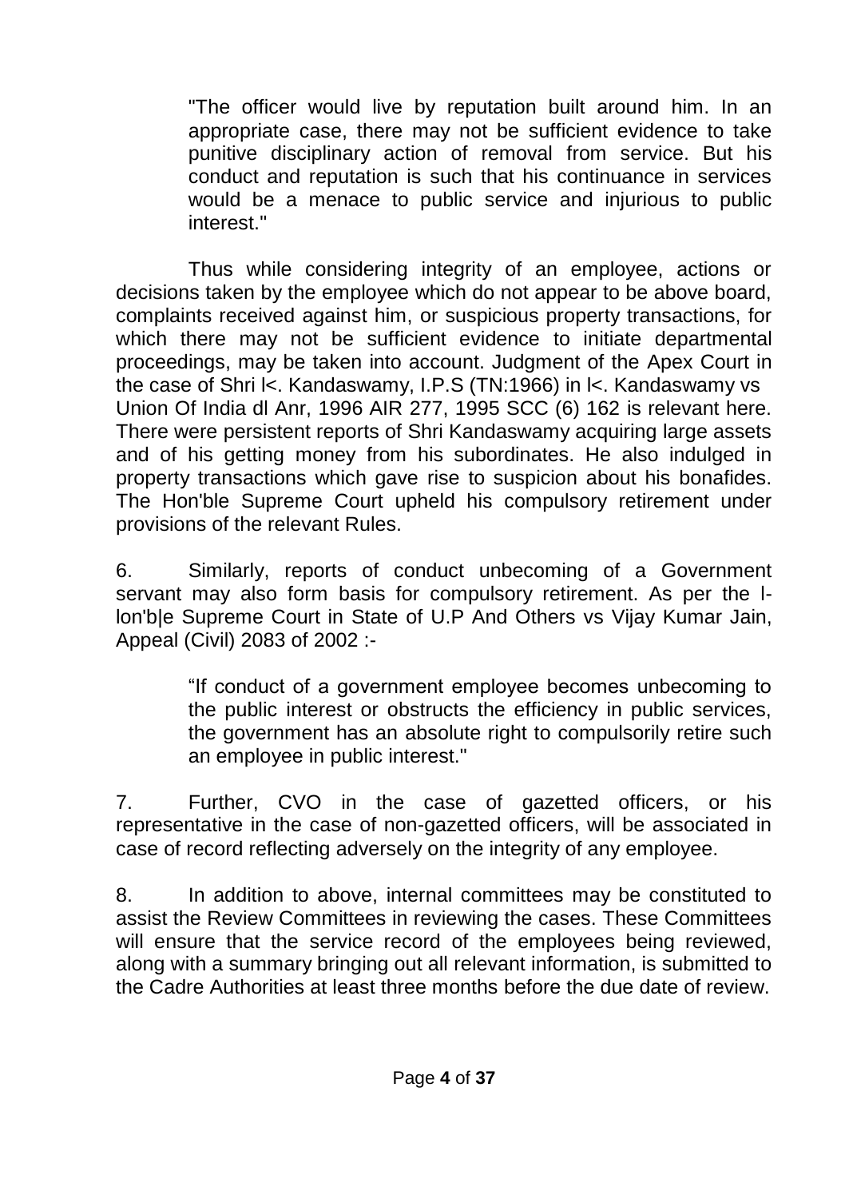> "The officer would live by reputation built around him. In an appropriate case, there may not be sufficient evidence to take punitive disciplinary action of removal from service. But his conduct and reputation is such that his continuance in services would be a menace to public service and injurious to public interest."

Thus while considering integrity of an employee, actions or decisions taken by the employee which do not appear to be above board, complaints received against him, or suspicious property transactions, for which there may not be sufficient evidence to initiate departmental proceedings, may be taken into account. Judgment of the Apex Court in the case of Shri l<. Kandaswamy, I.P.S (TN:1966) in l<. Kandaswamy vs Union Of India dl Anr, 1996 AIR 277, 1995 SCC (6) 162 is relevant here. There were persistent reports of Shri Kandaswamy acquiring large assets and of his getting money from his subordinates. He also indulged in property transactions which gave rise to suspicion about his bonafides. The Hon'ble Supreme Court upheld his compulsory retirement under provisions of the relevant Rules.

6. Similarly, reports of conduct unbecoming of a Government servant may also form basis for compulsory retirement. As per the l-lon'b|e Supreme Court in State of U.P And Others vs Vijay Kumar Jain, Appeal (Civil) 2083 of 2002 :-

> "If conduct of a government employee becomes unbecoming to the public interest or obstructs the efficiency in public services, the government has an absolute right to compulsorily retire such an employee in public interest."

7. Further, CVO in the case of gazetted officers, or his representative in the case of non-gazetted officers, will be associated in case of record reflecting adversely on the integrity of any employee.

8. In addition to above, internal committees may be constituted to assist the Review Committees in reviewing the cases. These Committees will ensure that the service record of the employees being reviewed, along with a summary bringing out all relevant information, is submitted to the Cadre Authorities at least three months before the due date of review.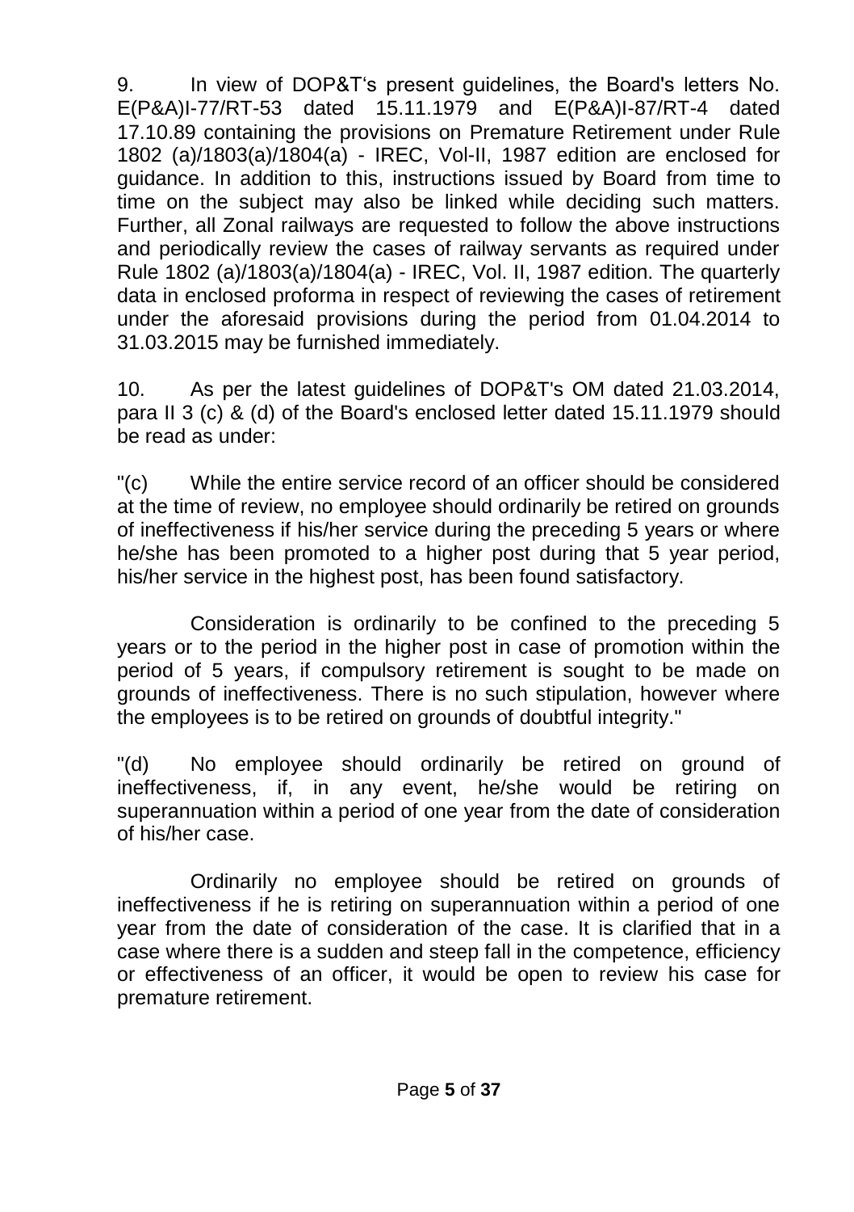9. In view of DOP&T's present guidelines, the Board's letters No. E(P&A)I-77/RT-53 dated 15.11.1979 and E(P&A)I-87/RT-4 dated 17.10.89 containing the provisions on Premature Retirement under Rule 1802 (a)/1803(a)/1804(a) - IREC, Vol-II, 1987 edition are enclosed for guidance. In addition to this, instructions issued by Board from time to time on the subject may also be linked while deciding such matters. Further, all Zonal railways are requested to follow the above instructions and periodically review the cases of railway servants as required under Rule 1802 (a)/1803(a)/1804(a) - IREC, Vol. II, 1987 edition. The quarterly data in enclosed proforma in respect of reviewing the cases of retirement under the aforesaid provisions during the period from 01.04.2014 to 31.03.2015 may be furnished immediately.

10. As per the latest guidelines of DOP&T's OM dated 21.03.2014, para II 3 (c) & (d) of the Board's enclosed letter dated 15.11.1979 should be read as under:

"(c) While the entire service record of an officer should be considered at the time of review, no employee should ordinarily be retired on grounds of ineffectiveness if his/her service during the preceding 5 years or where he/she has been promoted to a higher post during that 5 year period, his/her service in the highest post, has been found satisfactory.

Consideration is ordinarily to be confined to the preceding 5 years or to the period in the higher post in case of promotion within the period of 5 years, if compulsory retirement is sought to be made on grounds of ineffectiveness. There is no such stipulation, however where the employees is to be retired on grounds of doubtful integrity."

"(d) No employee should ordinarily be retired on ground of ineffectiveness, if, in any event, he/she would be retiring on superannuation within a period of one year from the date of consideration of his/her case.

Ordinarily no employee should be retired on grounds of ineffectiveness if he is retiring on superannuation within a period of one year from the date of consideration of the case. It is clarified that in a case where there is a sudden and steep fall in the competence, efficiency or effectiveness of an officer, it would be open to review his case for premature retirement.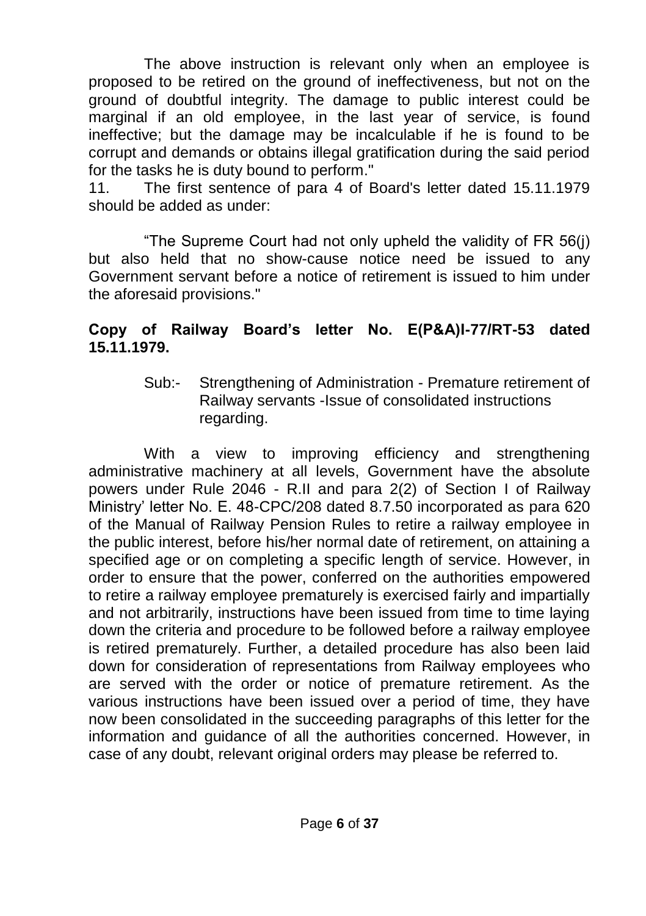The above instruction is relevant only when an employee is proposed to be retired on the ground of ineffectiveness, but not on the ground of doubtful integrity. The damage to public interest could be marginal if an old employee, in the last year of service, is found ineffective; but the damage may be incalculable if he is found to be corrupt and demands or obtains illegal gratification during the said period for the tasks he is duty bound to perform."

11. The first sentence of para 4 of Board's letter dated 15.11.1979 should be added as under:

"The Supreme Court had not only upheld the validity of FR 56(j) but also held that no show-cause notice need be issued to any Government servant before a notice of retirement is issued to him under the aforesaid provisions."

**Copy of Railway Board's letter No. E(P&A)I-77/RT-53 dated 15.11.1979.**

Sub:- Strengthening of Administration - Premature retirement of Railway servants -Issue of consolidated instructions regarding.

With a view to improving efficiency and strengthening administrative machinery at all levels, Government have the absolute powers under Rule 2046 - R.II and para 2(2) of Section I of Railway Ministry' letter No. E. 48-CPC/208 dated 8.7.50 incorporated as para 620 of the Manual of Railway Pension Rules to retire a railway employee in the public interest, before his/her normal date of retirement, on attaining a specified age or on completing a specific length of service. However, in order to ensure that the power, conferred on the authorities empowered to retire a railway employee prematurely is exercised fairly and impartially and not arbitrarily, instructions have been issued from time to time laying down the criteria and procedure to be followed before a railway employee is retired prematurely. Further, a detailed procedure has also been laid down for consideration of representations from Railway employees who are served with the order or notice of premature retirement. As the various instructions have been issued over a period of time, they have now been consolidated in the succeeding paragraphs of this letter for the information and guidance of all the authorities concerned. However, in case of any doubt, relevant original orders may please be referred to.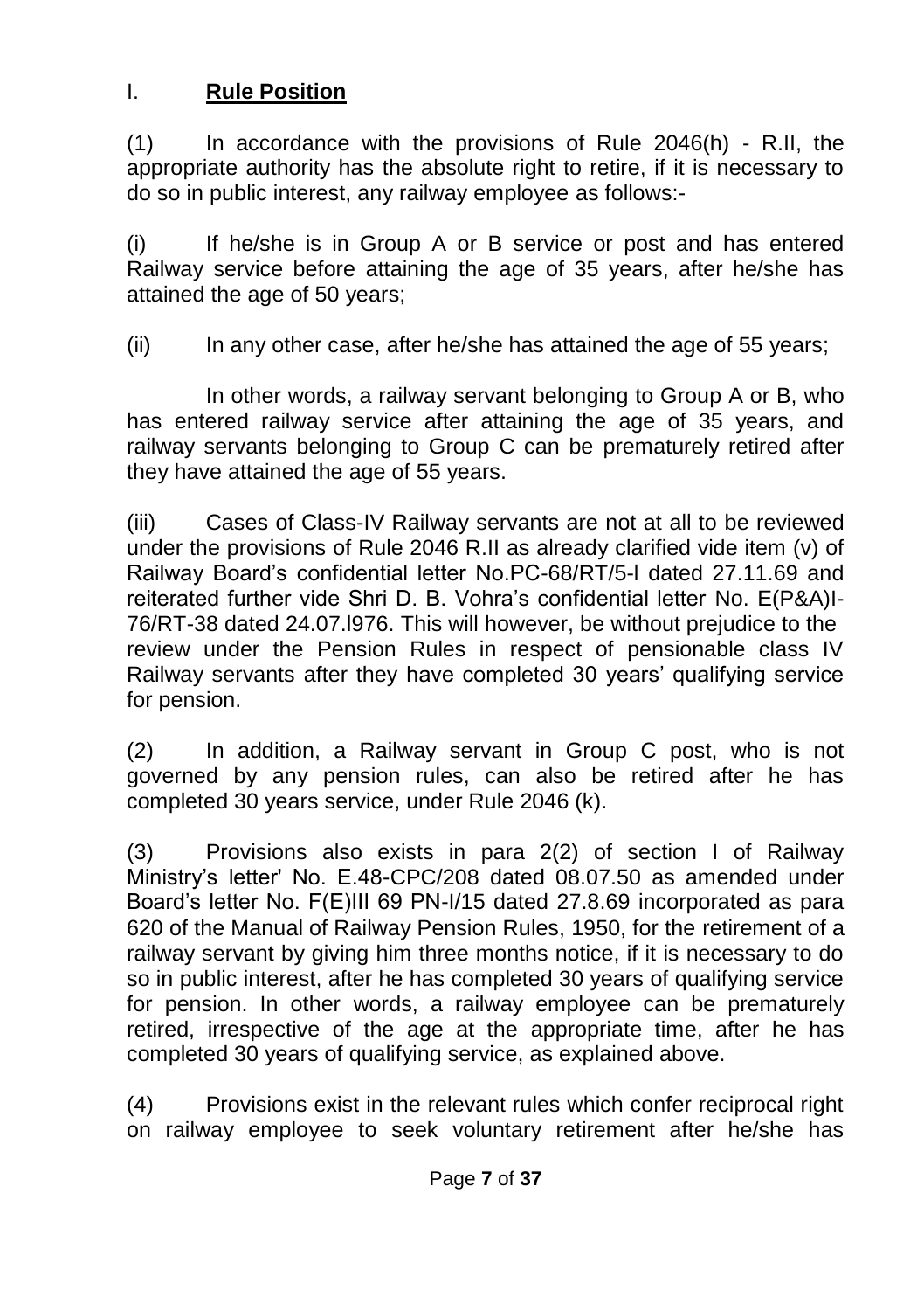## I. **Rule Position**

(1) In accordance with the provisions of Rule 2046(h) - R.II, the appropriate authority has the absolute right to retire, if it is necessary to do so in public interest, any railway employee as follows:-

(i) If he/she is in Group A or B service or post and has entered Railway service before attaining the age of 35 years, after he/she has attained the age of 50 years;

(ii) In any other case, after he/she has attained the age of 55 years;

In other words, a railway servant belonging to Group A or B, who has entered railway service after attaining the age of 35 years, and railway servants belonging to Group C can be prematurely retired after they have attained the age of 55 years.

(iii) Cases of Class-IV Railway servants are not at all to be reviewed under the provisions of Rule 2046 R.II as already clarified vide item (v) of Railway Board's confidential letter No.PC-68/RT/5-I dated 27.11.69 and reiterated further vide Shri D. B. Vohra's confidential letter No. E(P&A)I-76/RT-38 dated 24.07.l976. This will however, be without prejudice to the review under the Pension Rules in respect of pensionable class IV Railway servants after they have completed 30 years' qualifying service for pension.

(2) In addition, a Railway servant in Group C post, who is not governed by any pension rules, can also be retired after he has completed 30 years service, under Rule 2046 (k).

(3) Provisions also exists in para 2(2) of section I of Railway Ministry's letter' No. E.48-CPC/208 dated 08.07.50 as amended under Board's letter No. F(E)III 69 PN-I/15 dated 27.8.69 incorporated as para 620 of the Manual of Railway Pension Rules, 1950, for the retirement of a railway servant by giving him three months notice, if it is necessary to do so in public interest, after he has completed 30 years of qualifying service for pension. In other words, a railway employee can be prematurely retired, irrespective of the age at the appropriate time, after he has completed 30 years of qualifying service, as explained above.

(4) Provisions exist in the relevant rules which confer reciprocal right on railway employee to seek voluntary retirement after he/she has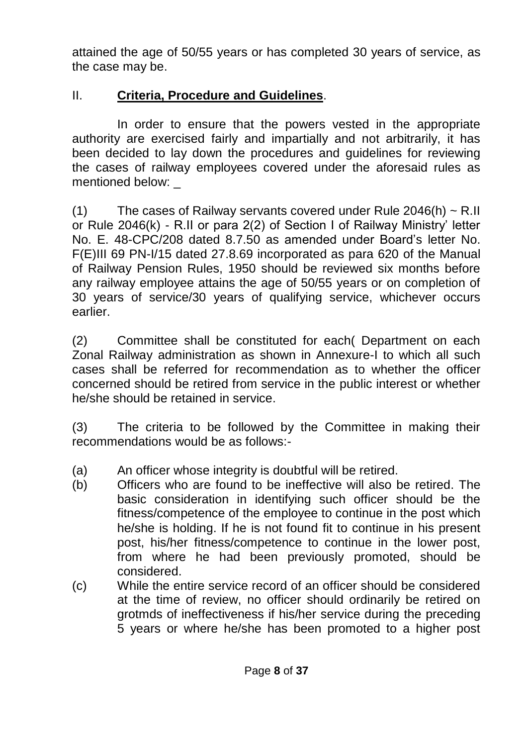attained the age of 50/55 years or has completed 30 years of service, as the case may be.

## II. **Criteria, Procedure and Guidelines**.

In order to ensure that the powers vested in the appropriate authority are exercised fairly and impartially and not arbitrarily, it has been decided to lay down the procedures and guidelines for reviewing the cases of railway employees covered under the aforesaid rules as mentioned below: _

(1) The cases of Railway servants covered under Rule 2046(h) ~ R.II or Rule 2046(k) - R.II or para 2(2) of Section I of Railway Ministry' letter No. E. 48-CPC/208 dated 8.7.50 as amended under Board's letter No. F(E)III 69 PN-I/15 dated 27.8.69 incorporated as para 620 of the Manual of Railway Pension Rules, 1950 should be reviewed six months before any railway employee attains the age of 50/55 years or on completion of 30 years of service/30 years of qualifying service, whichever occurs earlier.

(2) Committee shall be constituted for each( Department on each Zonal Railway administration as shown in Annexure-I to which all such cases shall be referred for recommendation as to whether the officer concerned should be retired from service in the public interest or whether he/she should be retained in service.

(3) The criteria to be followed by the Committee in making their recommendations would be as follows:-

(a) An officer whose integrity is doubtful will be retired.

(b) Officers who are found to be ineffective will also be retired. The basic consideration in identifying such officer should be the fitness/competence of the employee to continue in the post which he/she is holding. If he is not found fit to continue in his present post, his/her fitness/competence to continue in the lower post, from where he had been previously promoted, should be considered.

(c) While the entire service record of an officer should be considered at the time of review, no officer should ordinarily be retired on grotmds of ineffectiveness if his/her service during the preceding 5 years or where he/she has been promoted to a higher post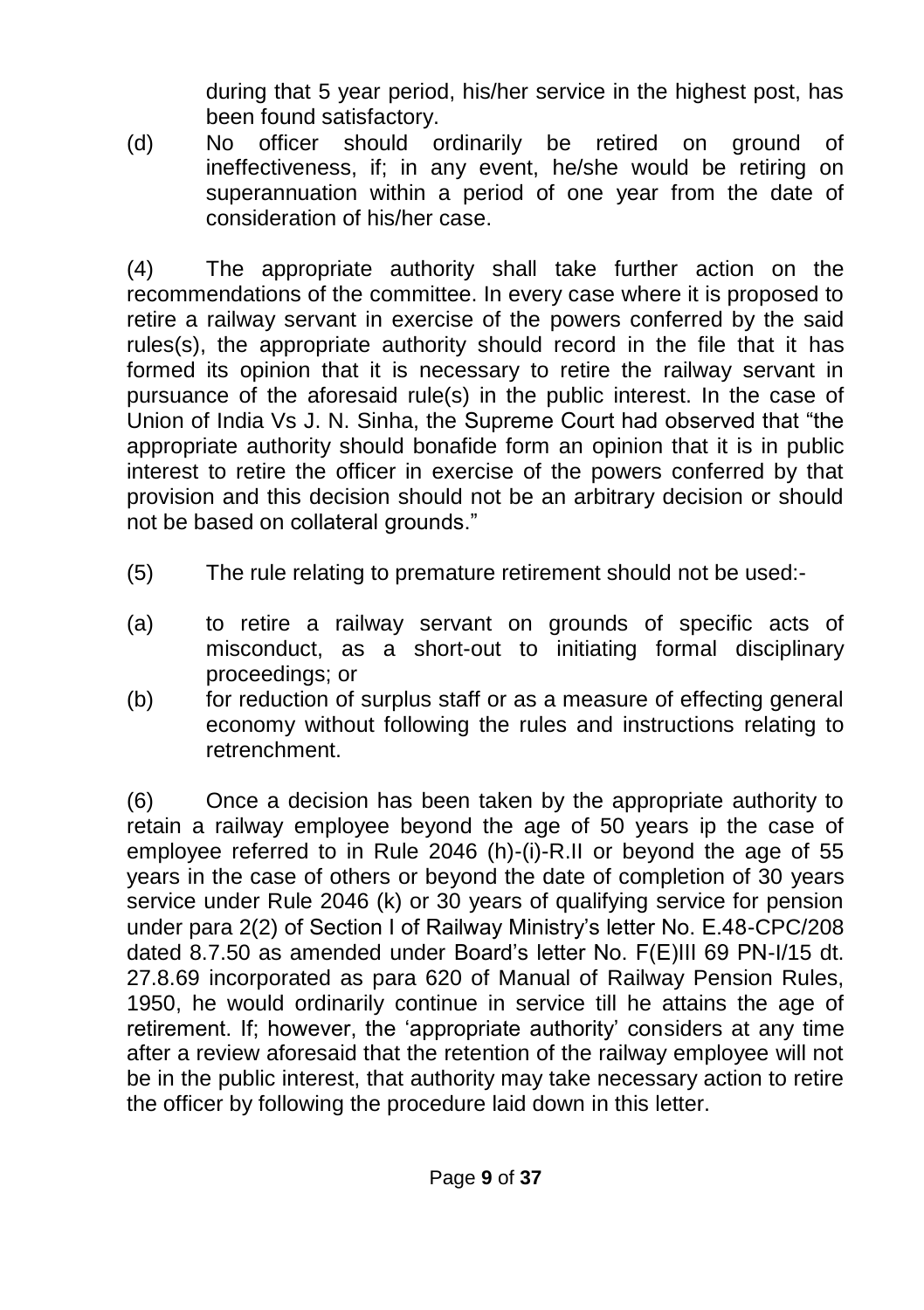during that 5 year period, his/her service in the highest post, has been found satisfactory.

(d) No officer should ordinarily be retired on ground of ineffectiveness, if; in any event, he/she would be retiring on superannuation within a period of one year from the date of consideration of his/her case.

(4) The appropriate authority shall take further action on the recommendations of the committee. In every case where it is proposed to retire a railway servant in exercise of the powers conferred by the said rules(s), the appropriate authority should record in the file that it has formed its opinion that it is necessary to retire the railway servant in pursuance of the aforesaid rule(s) in the public interest. In the case of Union of India Vs J. N. Sinha, the Supreme Court had observed that "the appropriate authority should bonafide form an opinion that it is in public interest to retire the officer in exercise of the powers conferred by that provision and this decision should not be an arbitrary decision or should not be based on collateral grounds."

(5) The rule relating to premature retirement should not be used:-

(a) to retire a railway servant on grounds of specific acts of misconduct, as a short-out to initiating formal disciplinary proceedings; or

(b) for reduction of surplus staff or as a measure of effecting general economy without following the rules and instructions relating to retrenchment.

(6) Once a decision has been taken by the appropriate authority to retain a railway employee beyond the age of 50 years ip the case of employee referred to in Rule 2046 (h)-(i)-R.II or beyond the age of 55 years in the case of others or beyond the date of completion of 30 years service under Rule 2046 (k) or 30 years of qualifying service for pension under para 2(2) of Section I of Railway Ministry's letter No. E.48-CPC/208 dated 8.7.50 as amended under Board's letter No. F(E)III 69 PN-I/15 dt. 27.8.69 incorporated as para 620 of Manual of Railway Pension Rules, 1950, he would ordinarily continue in service till he attains the age of retirement. If; however, the 'appropriate authority' considers at any time after a review aforesaid that the retention of the railway employee will not be in the public interest, that authority may take necessary action to retire the officer by following the procedure laid down in this letter.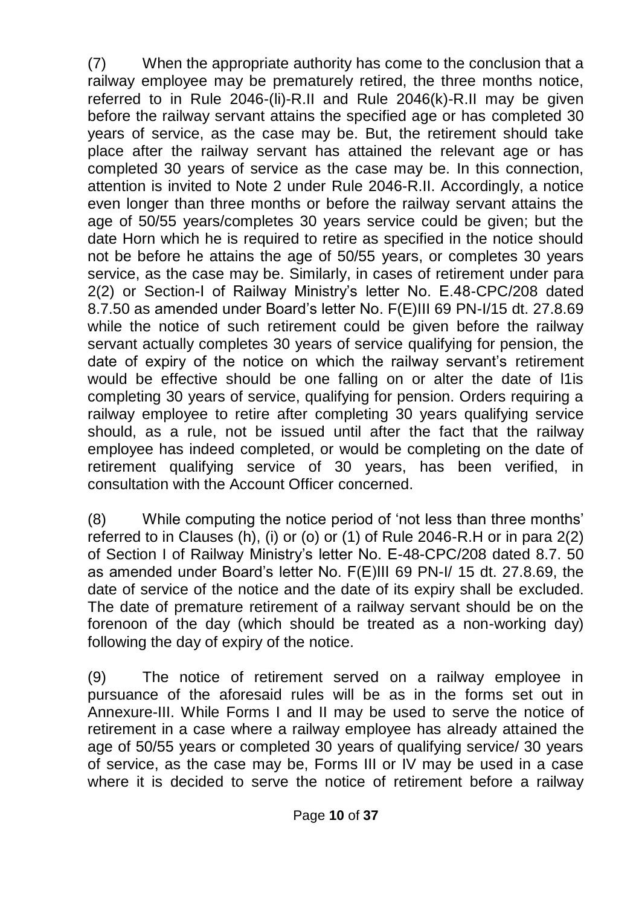(7) When the appropriate authority has come to the conclusion that a railway employee may be prematurely retired, the three months notice, referred to in Rule 2046-(li)-R.II and Rule 2046(k)-R.II may be given before the railway servant attains the specified age or has completed 30 years of service, as the case may be. But, the retirement should take place after the railway servant has attained the relevant age or has completed 30 years of service as the case may be. In this connection, attention is invited to Note 2 under Rule 2046-R.II. Accordingly, a notice even longer than three months or before the railway servant attains the age of 50/55 years/completes 30 years service could be given; but the date Horn which he is required to retire as specified in the notice should not be before he attains the age of 50/55 years, or completes 30 years service, as the case may be. Similarly, in cases of retirement under para 2(2) or Section-I of Railway Ministry's letter No. E.48-CPC/208 dated 8.7.50 as amended under Board's letter No. F(E)III 69 PN-I/15 dt. 27.8.69 while the notice of such retirement could be given before the railway servant actually completes 30 years of service qualifying for pension, the date of expiry of the notice on which the railway servant's retirement would be effective should be one falling on or alter the date of l1is completing 30 years of service, qualifying for pension. Orders requiring a railway employee to retire after completing 30 years qualifying service should, as a rule, not be issued until after the fact that the railway employee has indeed completed, or would be completing on the date of retirement qualifying service of 30 years, has been verified, in consultation with the Account Officer concerned.

(8) While computing the notice period of 'not less than three months' referred to in Clauses (h), (i) or (o) or (1) of Rule 2046-R.H or in para 2(2) of Section I of Railway Ministry's letter No. E-48-CPC/208 dated 8.7. 50 as amended under Board's letter No. F(E)III 69 PN-I/ 15 dt. 27.8.69, the date of service of the notice and the date of its expiry shall be excluded. The date of premature retirement of a railway servant should be on the forenoon of the day (which should be treated as a non-working day) following the day of expiry of the notice.

(9) The notice of retirement served on a railway employee in pursuance of the aforesaid rules will be as in the forms set out in Annexure-III. While Forms I and II may be used to serve the notice of retirement in a case where a railway employee has already attained the age of 50/55 years or completed 30 years of qualifying service/ 30 years of service, as the case may be, Forms III or IV may be used in a case where it is decided to serve the notice of retirement before a railway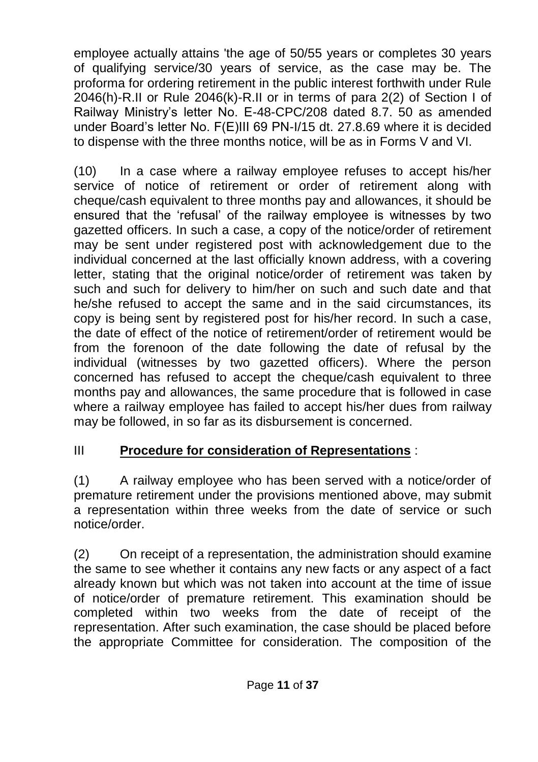employee actually attains 'the age of 50/55 years or completes 30 years of qualifying service/30 years of service, as the case may be. The proforma for ordering retirement in the public interest forthwith under Rule 2046(h)-R.II or Rule 2046(k)-R.II or in terms of para 2(2) of Section I of Railway Ministry's letter No. E-48-CPC/208 dated 8.7. 50 as amended under Board's letter No. F(E)III 69 PN-I/15 dt. 27.8.69 where it is decided to dispense with the three months notice, will be as in Forms V and VI.

(10) In a case where a railway employee refuses to accept his/her service of notice of retirement or order of retirement along with cheque/cash equivalent to three months pay and allowances, it should be ensured that the 'refusal' of the railway employee is witnesses by two gazetted officers. In such a case, a copy of the notice/order of retirement may be sent under registered post with acknowledgement due to the individual concerned at the last officially known address, with a covering letter, stating that the original notice/order of retirement was taken by such and such for delivery to him/her on such and such date and that he/she refused to accept the same and in the said circumstances, its copy is being sent by registered post for his/her record. In such a case, the date of effect of the notice of retirement/order of retirement would be from the forenoon of the date following the date of refusal by the individual (witnesses by two gazetted officers). Where the person concerned has refused to accept the cheque/cash equivalent to three months pay and allowances, the same procedure that is followed in case where a railway employee has failed to accept his/her dues from railway may be followed, in so far as its disbursement is concerned.

## III **Procedure for consideration of Representations** :

(1) A railway employee who has been served with a notice/order of premature retirement under the provisions mentioned above, may submit a representation within three weeks from the date of service or such notice/order.

(2) On receipt of a representation, the administration should examine the same to see whether it contains any new facts or any aspect of a fact already known but which was not taken into account at the time of issue of notice/order of premature retirement. This examination should be completed within two weeks from the date of receipt of the representation. After such examination, the case should be placed before the appropriate Committee for consideration. The composition of the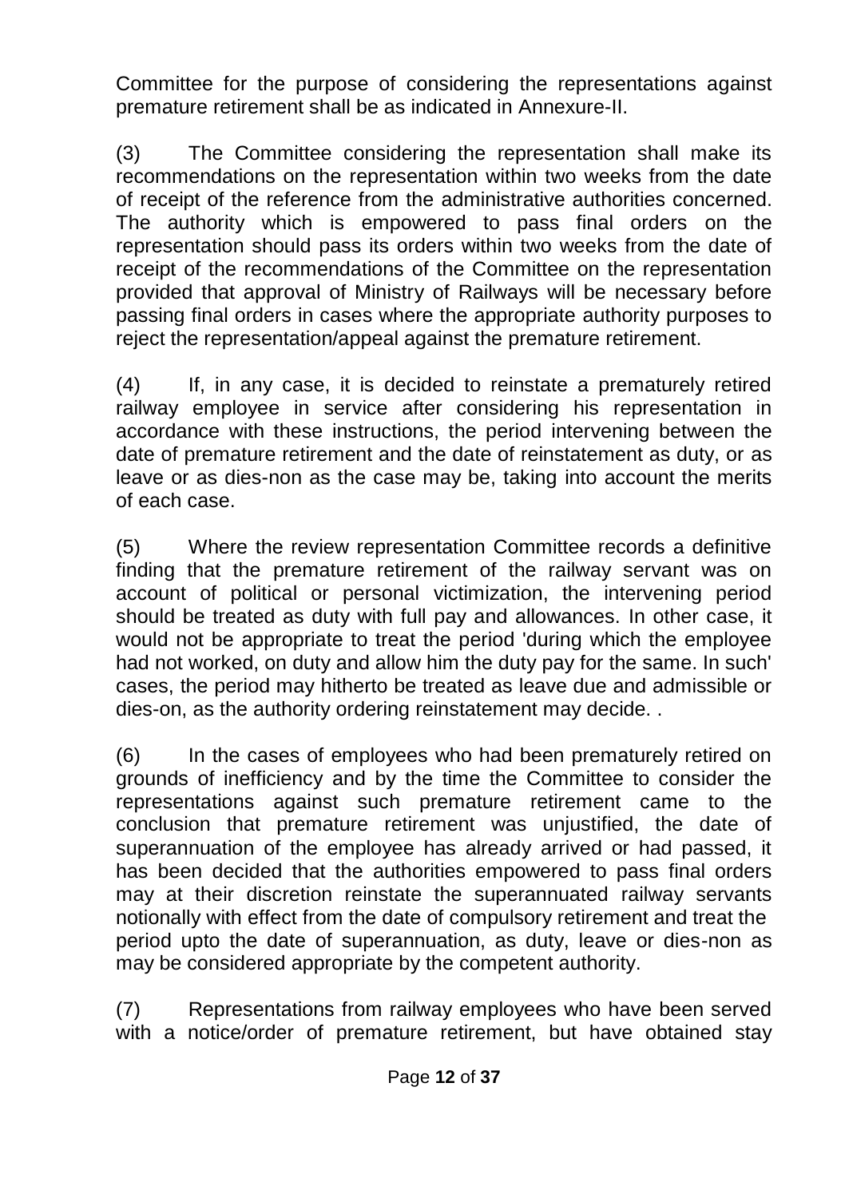Committee for the purpose of considering the representations against premature retirement shall be as indicated in Annexure-II.

(3) The Committee considering the representation shall make its recommendations on the representation within two weeks from the date of receipt of the reference from the administrative authorities concerned. The authority which is empowered to pass final orders on the representation should pass its orders within two weeks from the date of receipt of the recommendations of the Committee on the representation provided that approval of Ministry of Railways will be necessary before passing final orders in cases where the appropriate authority purposes to reject the representation/appeal against the premature retirement.

(4) If, in any case, it is decided to reinstate a prematurely retired railway employee in service after considering his representation in accordance with these instructions, the period intervening between the date of premature retirement and the date of reinstatement as duty, or as leave or as dies-non as the case may be, taking into account the merits of each case.

(5) Where the review representation Committee records a definitive finding that the premature retirement of the railway servant was on account of political or personal victimization, the intervening period should be treated as duty with full pay and allowances. In other case, it would not be appropriate to treat the period 'during which the employee had not worked, on duty and allow him the duty pay for the same. In such' cases, the period may hitherto be treated as leave due and admissible or dies-on, as the authority ordering reinstatement may decide. .

(6) In the cases of employees who had been prematurely retired on grounds of inefficiency and by the time the Committee to consider the representations against such premature retirement came to the conclusion that premature retirement was unjustified, the date of superannuation of the employee has already arrived or had passed, it has been decided that the authorities empowered to pass final orders may at their discretion reinstate the superannuated railway servants notionally with effect from the date of compulsory retirement and treat the period upto the date of superannuation, as duty, leave or dies-non as may be considered appropriate by the competent authority.

(7) Representations from railway employees who have been served with a notice/order of premature retirement, but have obtained stay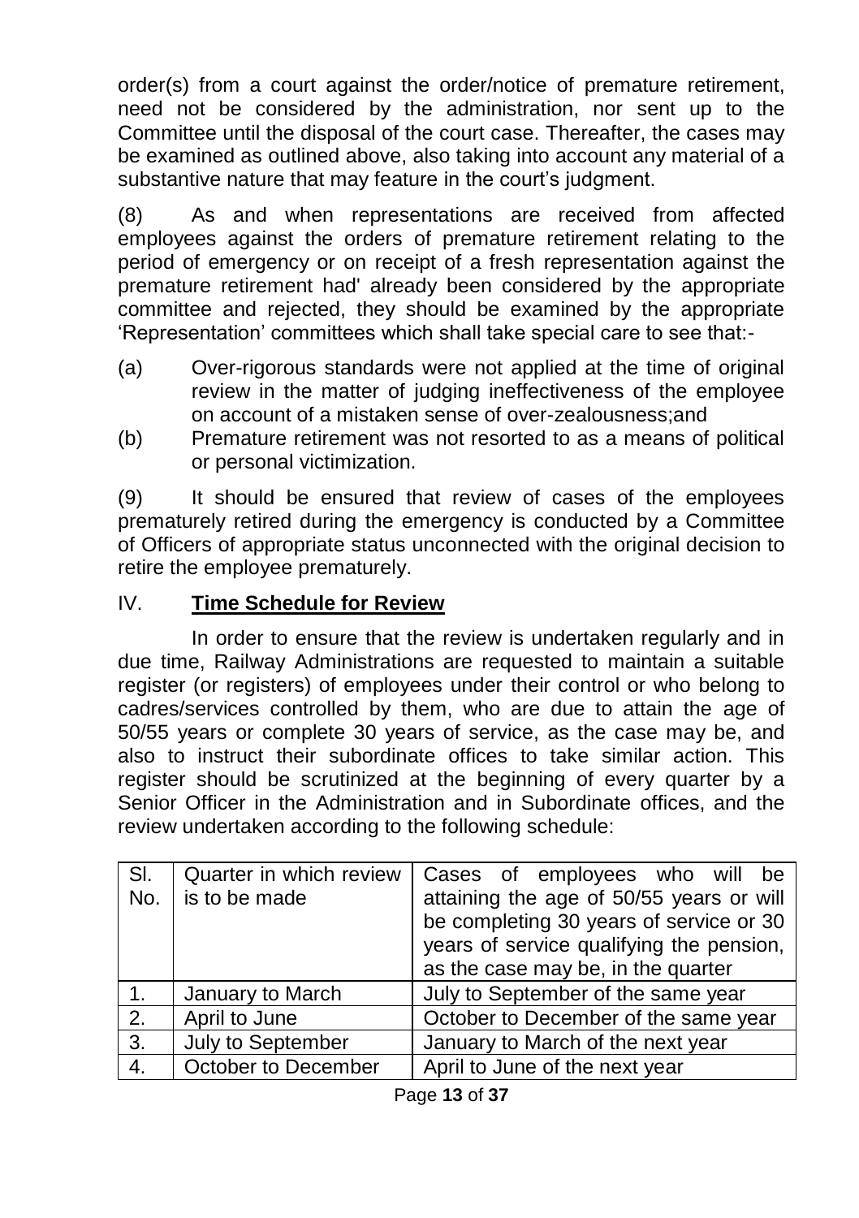order(s) from a court against the order/notice of premature retirement, need not be considered by the administration, nor sent up to the Committee until the disposal of the court case. Thereafter, the cases may be examined as outlined above, also taking into account any material of a substantive nature that may feature in the court's judgment.

(8) As and when representations are received from affected employees against the orders of premature retirement relating to the period of emergency or on receipt of a fresh representation against the premature retirement had' already been considered by the appropriate committee and rejected, they should be examined by the appropriate 'Representation' committees which shall take special care to see that:-

(a) Over-rigorous standards were not applied at the time of original review in the matter of judging ineffectiveness of the employee on account of a mistaken sense of over-zealousness;and

(b) Premature retirement was not resorted to as a means of political or personal victimization.

(9) It should be ensured that review of cases of the employees prematurely retired during the emergency is conducted by a Committee of Officers of appropriate status unconnected with the original decision to retire the employee prematurely.

IV. **Time Schedule for Review**

In order to ensure that the review is undertaken regularly and in due time, Railway Administrations are requested to maintain a suitable register (or registers) of employees under their control or who belong to cadres/services controlled by them, who are due to attain the age of 50/55 years or complete 30 years of service, as the case may be, and also to instruct their subordinate offices to take similar action. This register should be scrutinized at the beginning of every quarter by a Senior Officer in the Administration and in Subordinate offices, and the review undertaken according to the following schedule:

| Sl. No. | Quarter in which review is to be made | Cases of employees who will be attaining the age of 50/55 years or will be completing 30 years of service or 30 years of service qualifying the pension, as the case may be, in the quarter |
|---|---|---|
| 1. | January to March | July to September of the same year |
| 2. | April to June | October to December of the same year |
| 3. | July to September | January to March of the next year |
| 4. | October to December | April to June of the next year |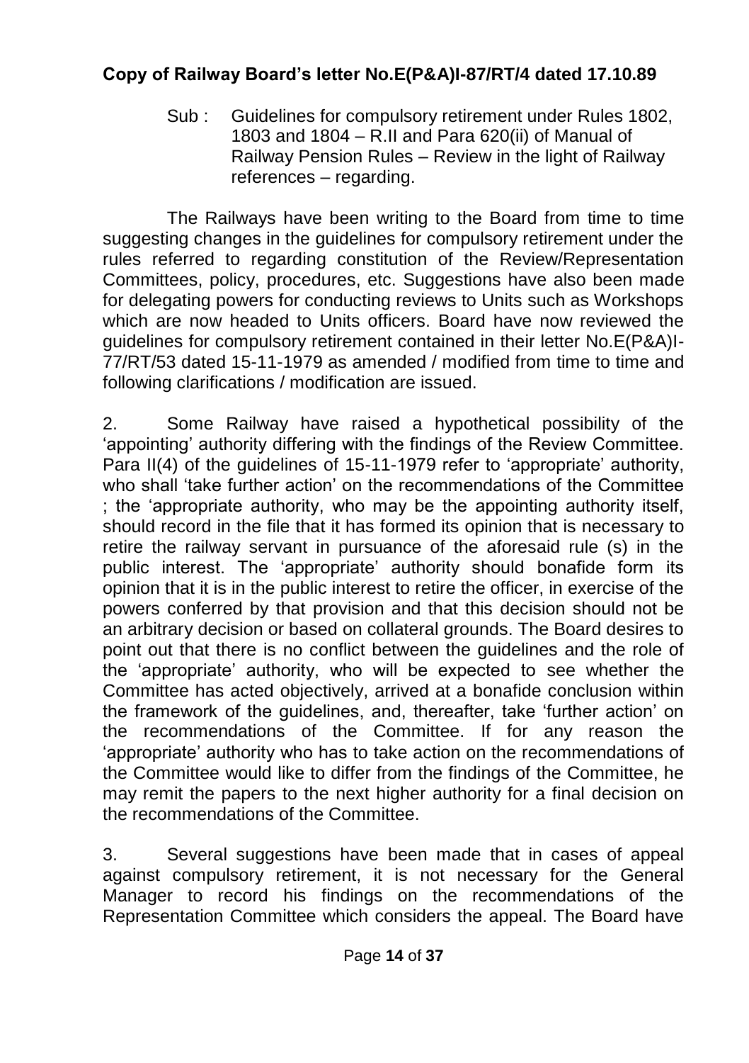**Copy of Railway Board's letter No.E(P&A)I-87/RT/4 dated 17.10.89**

Sub : Guidelines for compulsory retirement under Rules 1802, 1803 and 1804 – R.II and Para 620(ii) of Manual of Railway Pension Rules – Review in the light of Railway references – regarding.

The Railways have been writing to the Board from time to time suggesting changes in the guidelines for compulsory retirement under the rules referred to regarding constitution of the Review/Representation Committees, policy, procedures, etc. Suggestions have also been made for delegating powers for conducting reviews to Units such as Workshops which are now headed to Units officers. Board have now reviewed the guidelines for compulsory retirement contained in their letter No.E(P&A)I-77/RT/53 dated 15-11-1979 as amended / modified from time to time and following clarifications / modification are issued.

2. Some Railway have raised a hypothetical possibility of the 'appointing' authority differing with the findings of the Review Committee. Para II(4) of the guidelines of 15-11-1979 refer to 'appropriate' authority, who shall 'take further action' on the recommendations of the Committee ; the 'appropriate authority, who may be the appointing authority itself, should record in the file that it has formed its opinion that is necessary to retire the railway servant in pursuance of the aforesaid rule (s) in the public interest. The 'appropriate' authority should bonafide form its opinion that it is in the public interest to retire the officer, in exercise of the powers conferred by that provision and that this decision should not be an arbitrary decision or based on collateral grounds. The Board desires to point out that there is no conflict between the guidelines and the role of the 'appropriate' authority, who will be expected to see whether the Committee has acted objectively, arrived at a bonafide conclusion within the framework of the guidelines, and, thereafter, take 'further action' on the recommendations of the Committee. If for any reason the 'appropriate' authority who has to take action on the recommendations of the Committee would like to differ from the findings of the Committee, he may remit the papers to the next higher authority for a final decision on the recommendations of the Committee.

3. Several suggestions have been made that in cases of appeal against compulsory retirement, it is not necessary for the General Manager to record his findings on the recommendations of the Representation Committee which considers the appeal. The Board have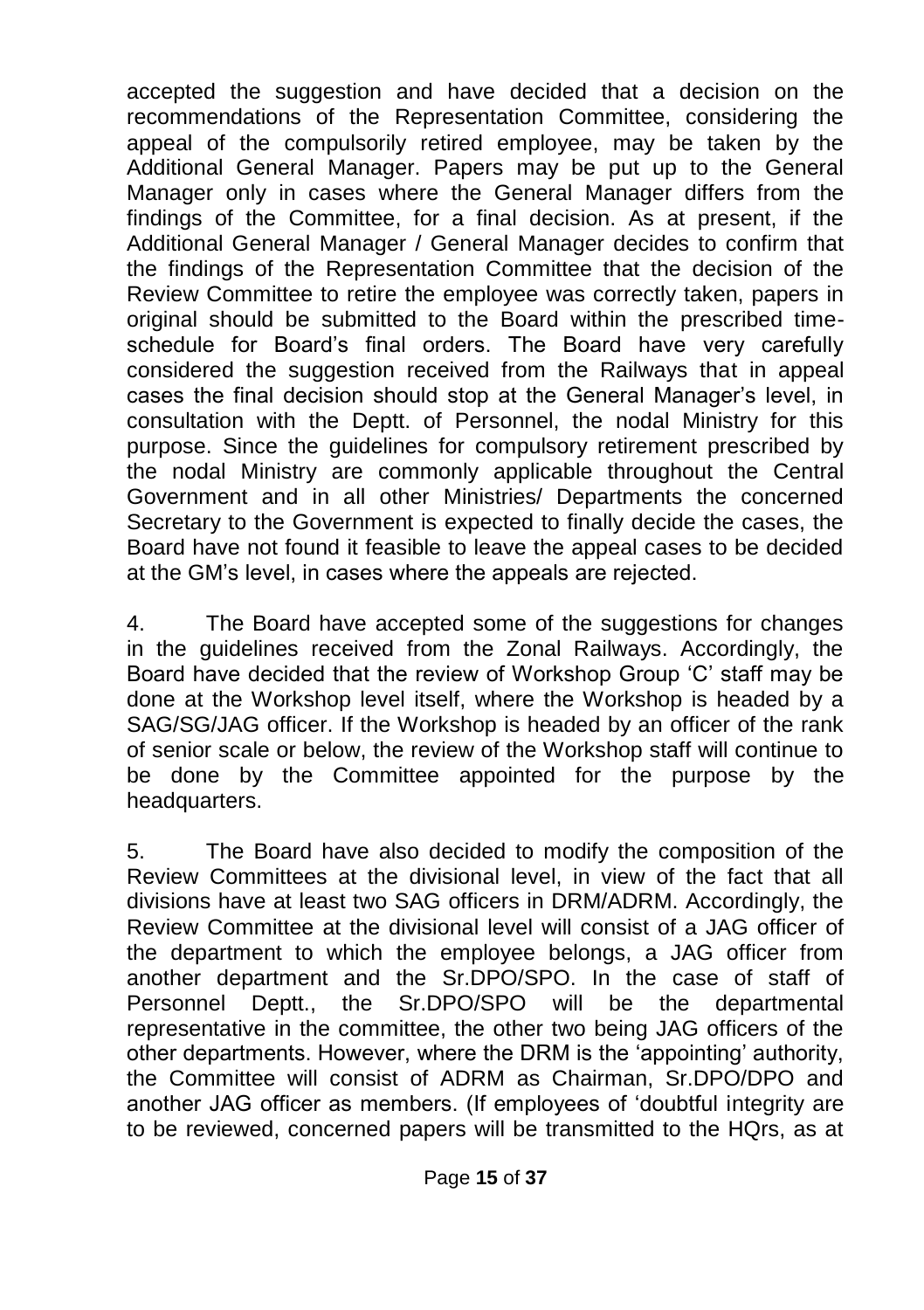accepted the suggestion and have decided that a decision on the recommendations of the Representation Committee, considering the appeal of the compulsorily retired employee, may be taken by the Additional General Manager. Papers may be put up to the General Manager only in cases where the General Manager differs from the findings of the Committee, for a final decision. As at present, if the Additional General Manager / General Manager decides to confirm that the findings of the Representation Committee that the decision of the Review Committee to retire the employee was correctly taken, papers in original should be submitted to the Board within the prescribed time-schedule for Board's final orders. The Board have very carefully considered the suggestion received from the Railways that in appeal cases the final decision should stop at the General Manager's level, in consultation with the Deptt. of Personnel, the nodal Ministry for this purpose. Since the guidelines for compulsory retirement prescribed by the nodal Ministry are commonly applicable throughout the Central Government and in all other Ministries/ Departments the concerned Secretary to the Government is expected to finally decide the cases, the Board have not found it feasible to leave the appeal cases to be decided at the GM's level, in cases where the appeals are rejected.

4. The Board have accepted some of the suggestions for changes in the guidelines received from the Zonal Railways. Accordingly, the Board have decided that the review of Workshop Group 'C' staff may be done at the Workshop level itself, where the Workshop is headed by a SAG/SG/JAG officer. If the Workshop is headed by an officer of the rank of senior scale or below, the review of the Workshop staff will continue to be done by the Committee appointed for the purpose by the headquarters.

5. The Board have also decided to modify the composition of the Review Committees at the divisional level, in view of the fact that all divisions have at least two SAG officers in DRM/ADRM. Accordingly, the Review Committee at the divisional level will consist of a JAG officer of the department to which the employee belongs, a JAG officer from another department and the Sr.DPO/SPO. In the case of staff of Personnel Deptt., the Sr.DPO/SPO will be the departmental representative in the committee, the other two being JAG officers of the other departments. However, where the DRM is the 'appointing' authority, the Committee will consist of ADRM as Chairman, Sr.DPO/DPO and another JAG officer as members. (If employees of 'doubtful integrity are to be reviewed, concerned papers will be transmitted to the HQrs, as at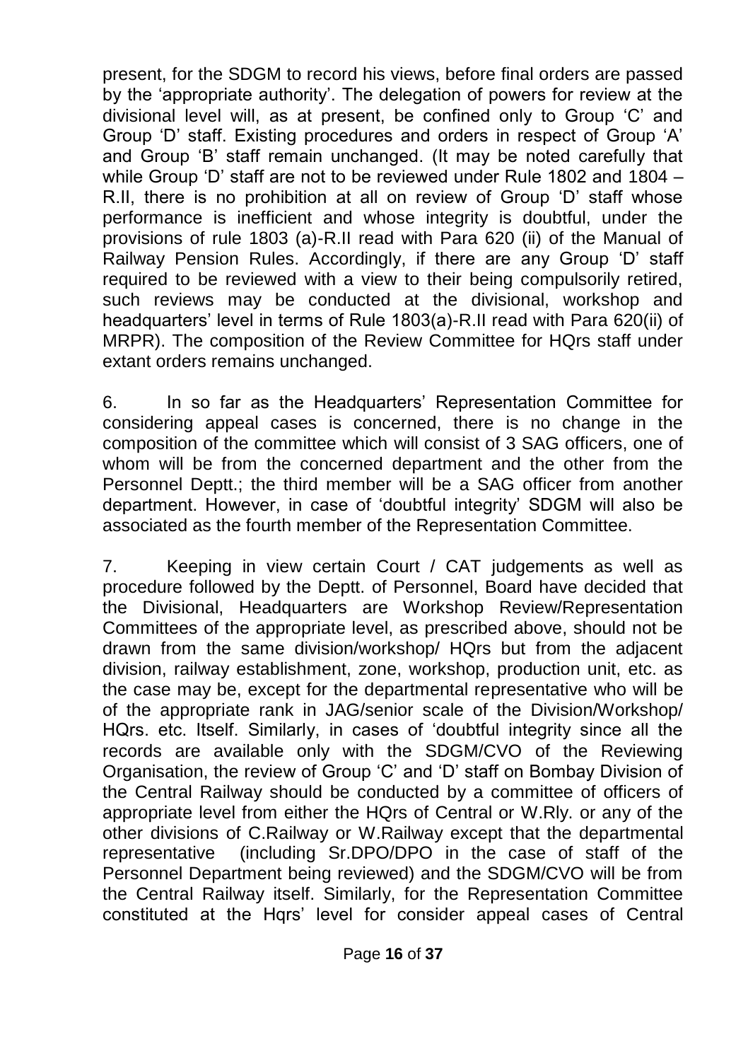present, for the SDGM to record his views, before final orders are passed by the 'appropriate authority'. The delegation of powers for review at the divisional level will, as at present, be confined only to Group 'C' and Group 'D' staff. Existing procedures and orders in respect of Group 'A' and Group 'B' staff remain unchanged. (It may be noted carefully that while Group 'D' staff are not to be reviewed under Rule 1802 and 1804 – R.II, there is no prohibition at all on review of Group 'D' staff whose performance is inefficient and whose integrity is doubtful, under the provisions of rule 1803 (a)-R.II read with Para 620 (ii) of the Manual of Railway Pension Rules. Accordingly, if there are any Group 'D' staff required to be reviewed with a view to their being compulsorily retired, such reviews may be conducted at the divisional, workshop and headquarters' level in terms of Rule 1803(a)-R.II read with Para 620(ii) of MRPR). The composition of the Review Committee for HQrs staff under extant orders remains unchanged.

6. In so far as the Headquarters' Representation Committee for considering appeal cases is concerned, there is no change in the composition of the committee which will consist of 3 SAG officers, one of whom will be from the concerned department and the other from the Personnel Deptt.; the third member will be a SAG officer from another department. However, in case of 'doubtful integrity' SDGM will also be associated as the fourth member of the Representation Committee.

7. Keeping in view certain Court / CAT judgements as well as procedure followed by the Deptt. of Personnel, Board have decided that the Divisional, Headquarters are Workshop Review/Representation Committees of the appropriate level, as prescribed above, should not be drawn from the same division/workshop/ HQrs but from the adjacent division, railway establishment, zone, workshop, production unit, etc. as the case may be, except for the departmental representative who will be of the appropriate rank in JAG/senior scale of the Division/Workshop/ HQrs. etc. Itself. Similarly, in cases of 'doubtful integrity since all the records are available only with the SDGM/CVO of the Reviewing Organisation, the review of Group 'C' and 'D' staff on Bombay Division of the Central Railway should be conducted by a committee of officers of appropriate level from either the HQrs of Central or W.Rly. or any of the other divisions of C.Railway or W.Railway except that the departmental representative (including Sr.DPO/DPO in the case of staff of the Personnel Department being reviewed) and the SDGM/CVO will be from the Central Railway itself. Similarly, for the Representation Committee constituted at the Hqrs' level for consider appeal cases of Central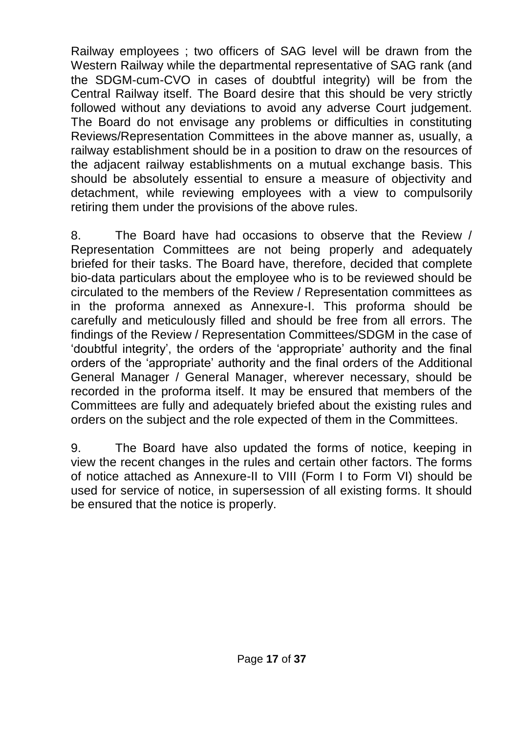Railway employees ; two officers of SAG level will be drawn from the Western Railway while the departmental representative of SAG rank (and the SDGM-cum-CVO in cases of doubtful integrity) will be from the Central Railway itself. The Board desire that this should be very strictly followed without any deviations to avoid any adverse Court judgement. The Board do not envisage any problems or difficulties in constituting Reviews/Representation Committees in the above manner as, usually, a railway establishment should be in a position to draw on the resources of the adjacent railway establishments on a mutual exchange basis. This should be absolutely essential to ensure a measure of objectivity and detachment, while reviewing employees with a view to compulsorily retiring them under the provisions of the above rules.

8. The Board have had occasions to observe that the Review / Representation Committees are not being properly and adequately briefed for their tasks. The Board have, therefore, decided that complete bio-data particulars about the employee who is to be reviewed should be circulated to the members of the Review / Representation committees as in the proforma annexed as Annexure-I. This proforma should be carefully and meticulously filled and should be free from all errors. The findings of the Review / Representation Committees/SDGM in the case of 'doubtful integrity', the orders of the 'appropriate' authority and the final orders of the 'appropriate' authority and the final orders of the Additional General Manager / General Manager, wherever necessary, should be recorded in the proforma itself. It may be ensured that members of the Committees are fully and adequately briefed about the existing rules and orders on the subject and the role expected of them in the Committees.

9. The Board have also updated the forms of notice, keeping in view the recent changes in the rules and certain other factors. The forms of notice attached as Annexure-II to VIII (Form I to Form VI) should be used for service of notice, in supersession of all existing forms. It should be ensured that the notice is properly.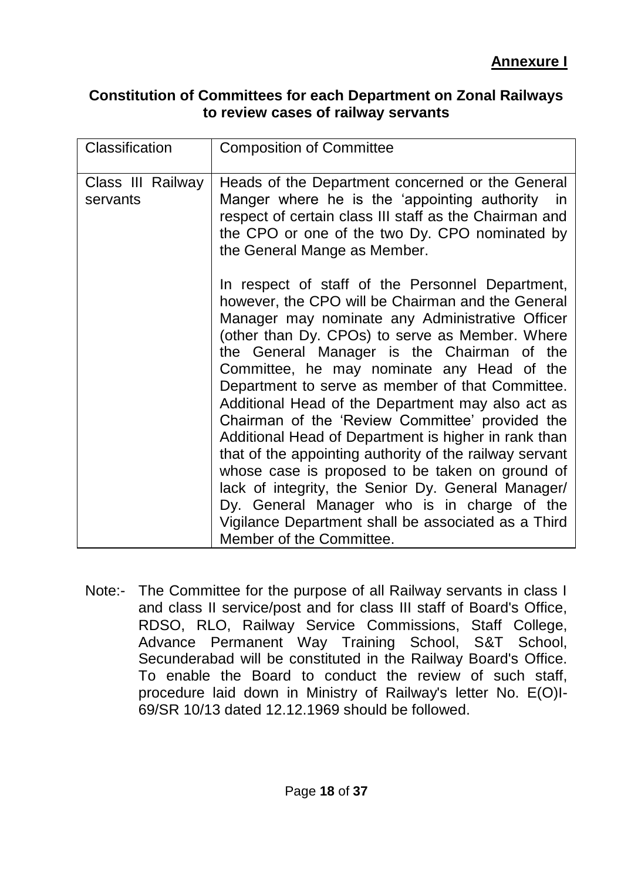**Annexure I**

**Constitution of Committees for each Department on Zonal Railways to review cases of railway servants**

| Classification | Composition of Committee |
|---|---|
| Class III Railway servants | Heads of the Department concerned or the General Manger where he is the 'appointing authority in respect of certain class III staff as the Chairman and the CPO or one of the two Dy. CPO nominated by the General Mange as Member.<br><br>In respect of staff of the Personnel Department, however, the CPO will be Chairman and the General Manager may nominate any Administrative Officer (other than Dy. CPOs) to serve as Member. Where the General Manager is the Chairman of the Committee, he may nominate any Head of the Department to serve as member of that Committee. Additional Head of the Department may also act as Chairman of the 'Review Committee' provided the Additional Head of Department is higher in rank than that of the appointing authority of the railway servant whose case is proposed to be taken on ground of lack of integrity, the Senior Dy. General Manager/ Dy. General Manager who is in charge of the Vigilance Department shall be associated as a Third Member of the Committee. |

Note:- The Committee for the purpose of all Railway servants in class I and class II service/post and for class III staff of Board's Office, RDSO, RLO, Railway Service Commissions, Staff College, Advance Permanent Way Training School, S&T School, Secunderabad will be constituted in the Railway Board's Office. To enable the Board to conduct the review of such staff, procedure laid down in Ministry of Railway's letter No. E(O)I-69/SR 10/13 dated 12.12.1969 should be followed.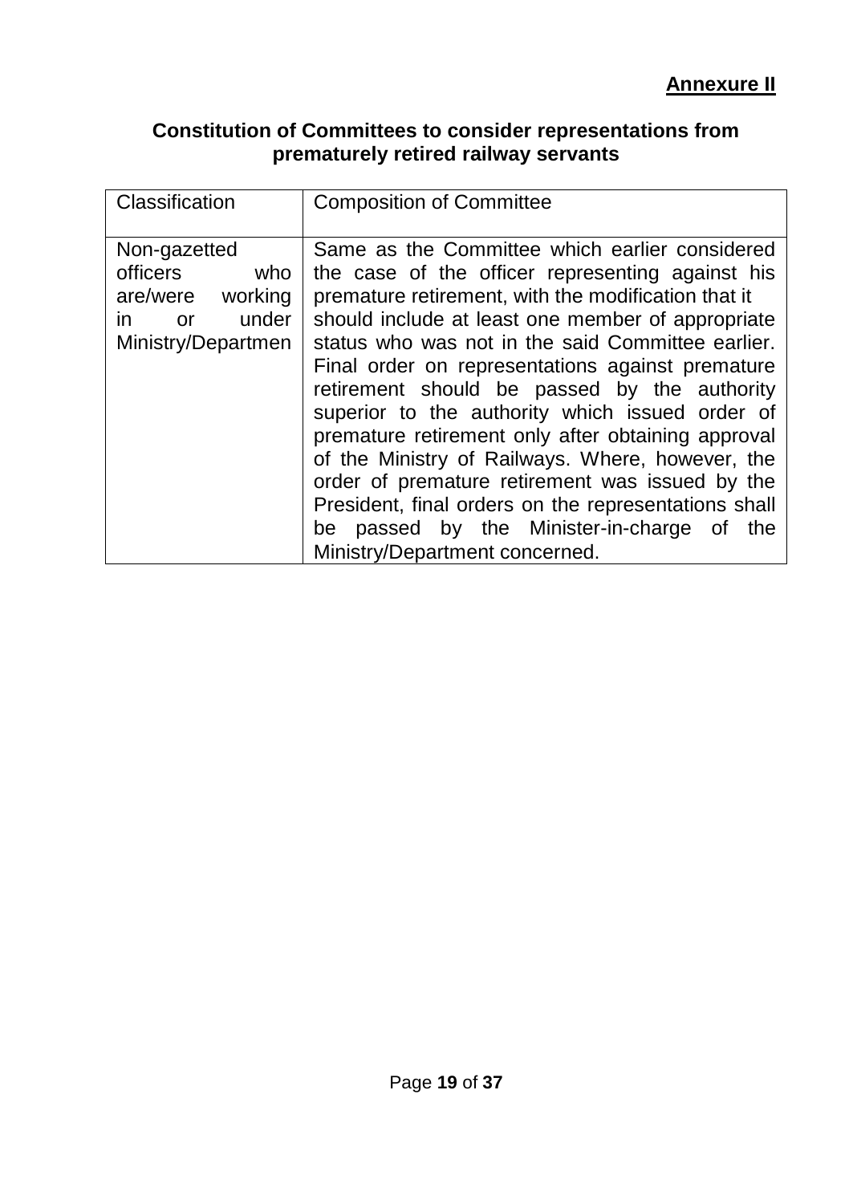**Annexure II**

## Constitution of Committees to consider representations from prematurely retired railway servants

| Classification | Composition of Committee |
| --- | --- |
| Non-gazetted officers who are/were working in or under Ministry/Departmen | Same as the Committee which earlier considered the case of the officer representing against his premature retirement, with the modification that it should include at least one member of appropriate status who was not in the said Committee earlier. Final order on representations against premature retirement should be passed by the authority superior to the authority which issued order of premature retirement only after obtaining approval of the Ministry of Railways. Where, however, the order of premature retirement was issued by the President, final orders on the representations shall be passed by the Minister-in-charge of the Ministry/Department concerned. |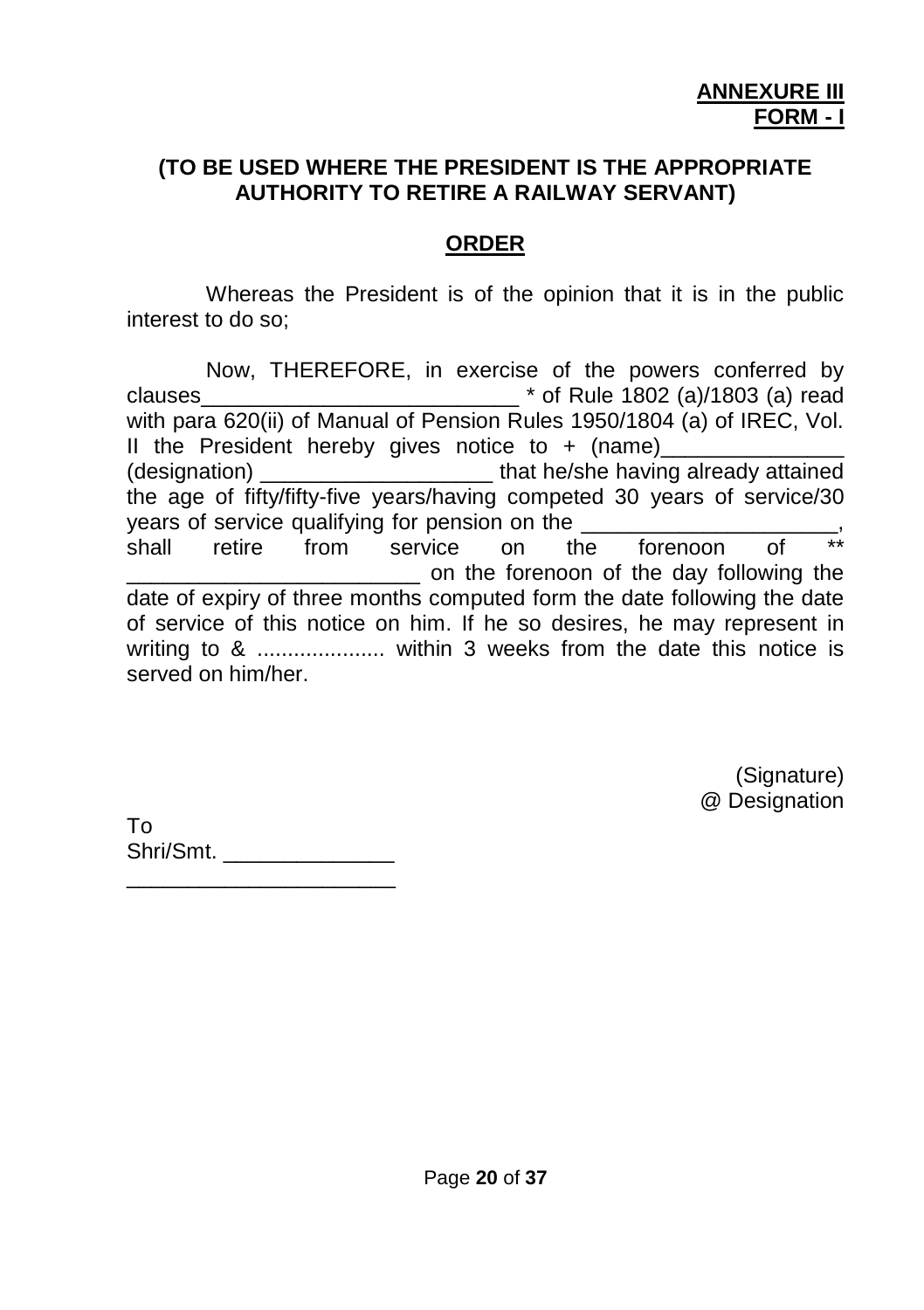**ANNEXURE III**
**FORM - I**

**(TO BE USED WHERE THE PRESIDENT IS THE APPROPRIATE AUTHORITY TO RETIRE A RAILWAY SERVANT)**

## ORDER

Whereas the President is of the opinion that it is in the public interest to do so;

Now, THEREFORE, in exercise of the powers conferred by clauses___________________________ * of Rule 1802 (a)/1803 (a) read with para 620(ii) of Manual of Pension Rules 1950/1804 (a) of IREC, Vol. II the President hereby gives notice to + (name)_______________ (designation) ___________________ that he/she having already attained the age of fifty/fifty-five years/having competed 30 years of service/30 years of service qualifying for pension on the _____________________, shall retire from service on the forenoon of ** _________________________ on the forenoon of the day following the date of expiry of three months computed form the date following the date of service of this notice on him. If he so desires, he may represent in writing to & .................... within 3 weeks from the date this notice is served on him/her.

(Signature)
@ Designation

To
Shri/Smt. ______________
______________________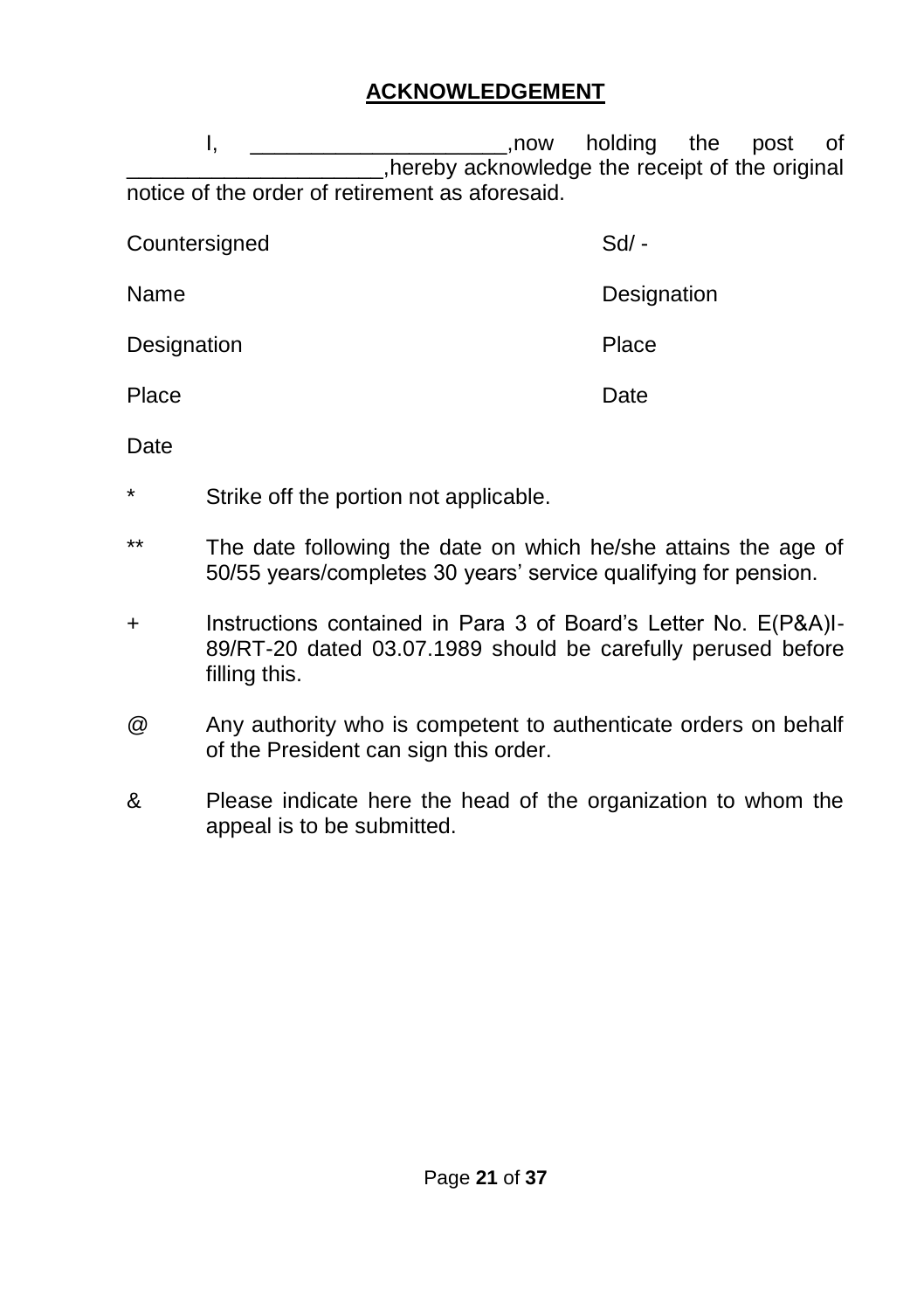**ACKNOWLEDGEMENT**

I, _____________________,now holding the post of _____________________,hereby acknowledge the receipt of the original notice of the order of retirement as aforesaid.

| | |
|---|---|
| Countersigned | Sd/ - |
| Name | Designation |
| Designation | Place |
| Place | Date |
| Date | |

\* Strike off the portion not applicable.

\*\* The date following the date on which he/she attains the age of 50/55 years/completes 30 years' service qualifying for pension.

\+ Instructions contained in Para 3 of Board's Letter No. E(P&A)I-89/RT-20 dated 03.07.1989 should be carefully perused before filling this.

@ Any authority who is competent to authenticate orders on behalf of the President can sign this order.

& Please indicate here the head of the organization to whom the appeal is to be submitted.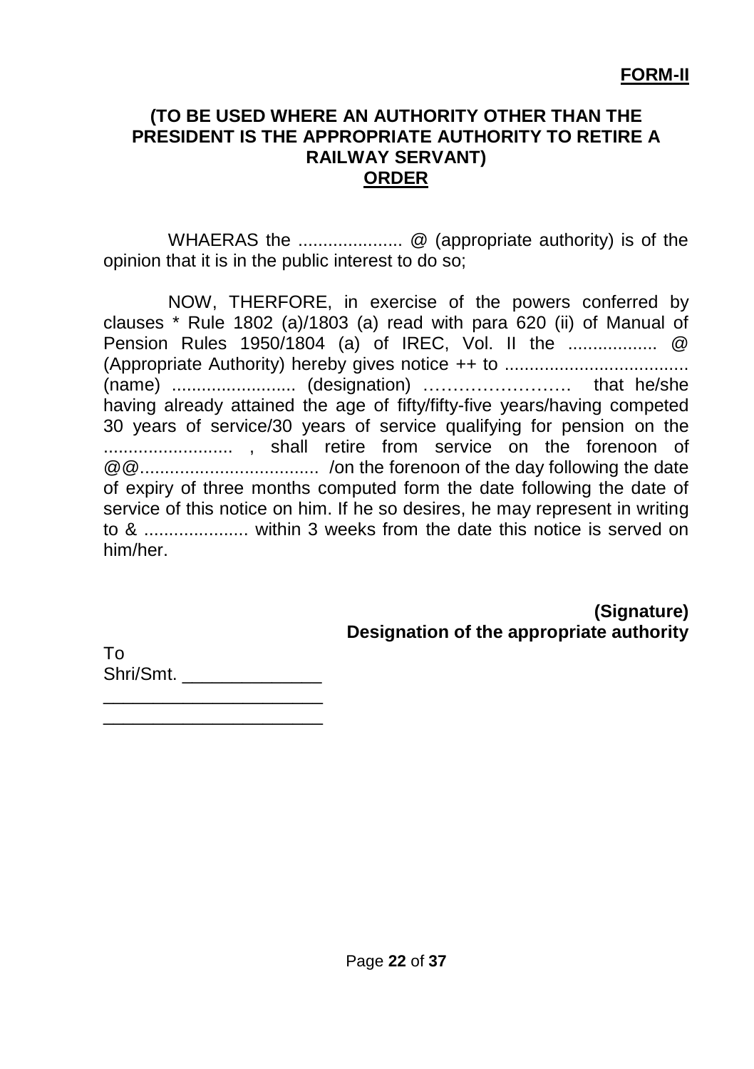**FORM-II**

**(TO BE USED WHERE AN AUTHORITY OTHER THAN THE PRESIDENT IS THE APPROPRIATE AUTHORITY TO RETIRE A RAILWAY SERVANT)**

**ORDER**

WHAERAS the ..................... @ (appropriate authority) is of the opinion that it is in the public interest to do so;

NOW, THERFORE, in exercise of the powers conferred by clauses * Rule 1802 (a)/1803 (a) read with para 620 (ii) of Manual of Pension Rules 1950/1804 (a) of IREC, Vol. II the .................. @ (Appropriate Authority) hereby gives notice ++ to ..................................... (name) ......................... (designation) ……………………. that he/she having already attained the age of fifty/fifty-five years/having competed 30 years of service/30 years of service qualifying for pension on the .......................... , shall retire from service on the forenoon of @@.................................... /on the forenoon of the day following the date of expiry of three months computed form the date following the date of service of this notice on him. If he so desires, he may represent in writing to & ..................... within 3 weeks from the date this notice is served on him/her.

**(Signature)**
**Designation of the appropriate authority**

To
Shri/Smt. ______________
______________________
______________________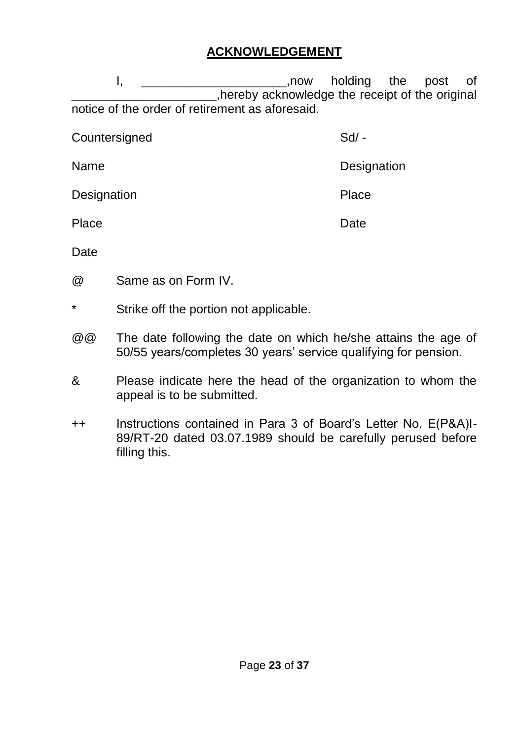## ACKNOWLEDGEMENT

I, _____________________,now holding the post of _____________________,hereby acknowledge the receipt of the original notice of the order of retirement as aforesaid.

| | |
|---|---|
| Countersigned | Sd/ - |
| Name | Designation |
| Designation | Place |
| Place | Date |
| Date | |

@ Same as on Form IV.

* Strike off the portion not applicable.

@@ The date following the date on which he/she attains the age of 50/55 years/completes 30 years' service qualifying for pension.

& Please indicate here the head of the organization to whom the appeal is to be submitted.

++ Instructions contained in Para 3 of Board's Letter No. E(P&A)I-89/RT-20 dated 03.07.1989 should be carefully perused before filling this.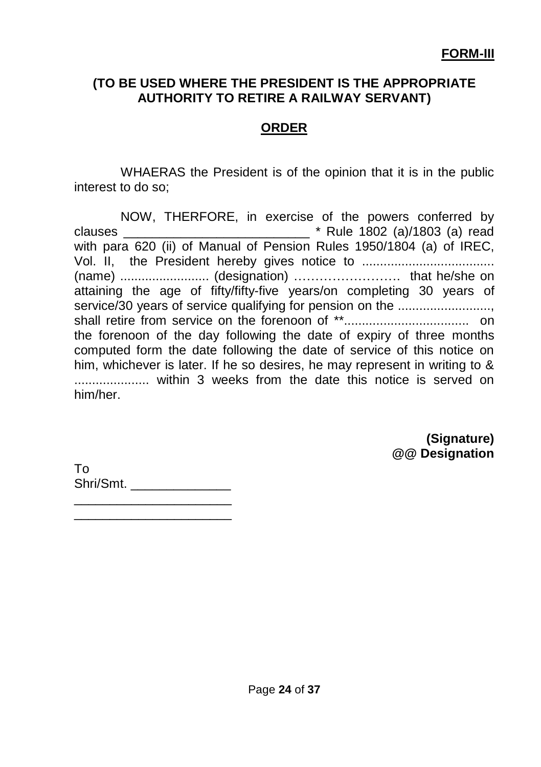**FORM-III**

**(TO BE USED WHERE THE PRESIDENT IS THE APPROPRIATE AUTHORITY TO RETIRE A RAILWAY SERVANT)**

**ORDER**

WHAERAS the President is of the opinion that it is in the public interest to do so;

NOW, THERFORE, in exercise of the powers conferred by clauses __________________________ * Rule 1802 (a)/1803 (a) read with para 620 (ii) of Manual of Pension Rules 1950/1804 (a) of IREC, Vol. II, the President hereby gives notice to ..................................... (name) ......................... (designation) ……………………. that he/she on attaining the age of fifty/fifty-five years/on completing 30 years of service/30 years of service qualifying for pension on the .........................., shall retire from service on the forenoon of **.................................. on the forenoon of the day following the date of expiry of three months computed form the date following the date of service of this notice on him, whichever is later. If he so desires, he may represent in writing to & ..................... within 3 weeks from the date this notice is served on him/her.

**(Signature)**
@@ **Designation**

To
Shri/Smt. ______________
______________________
______________________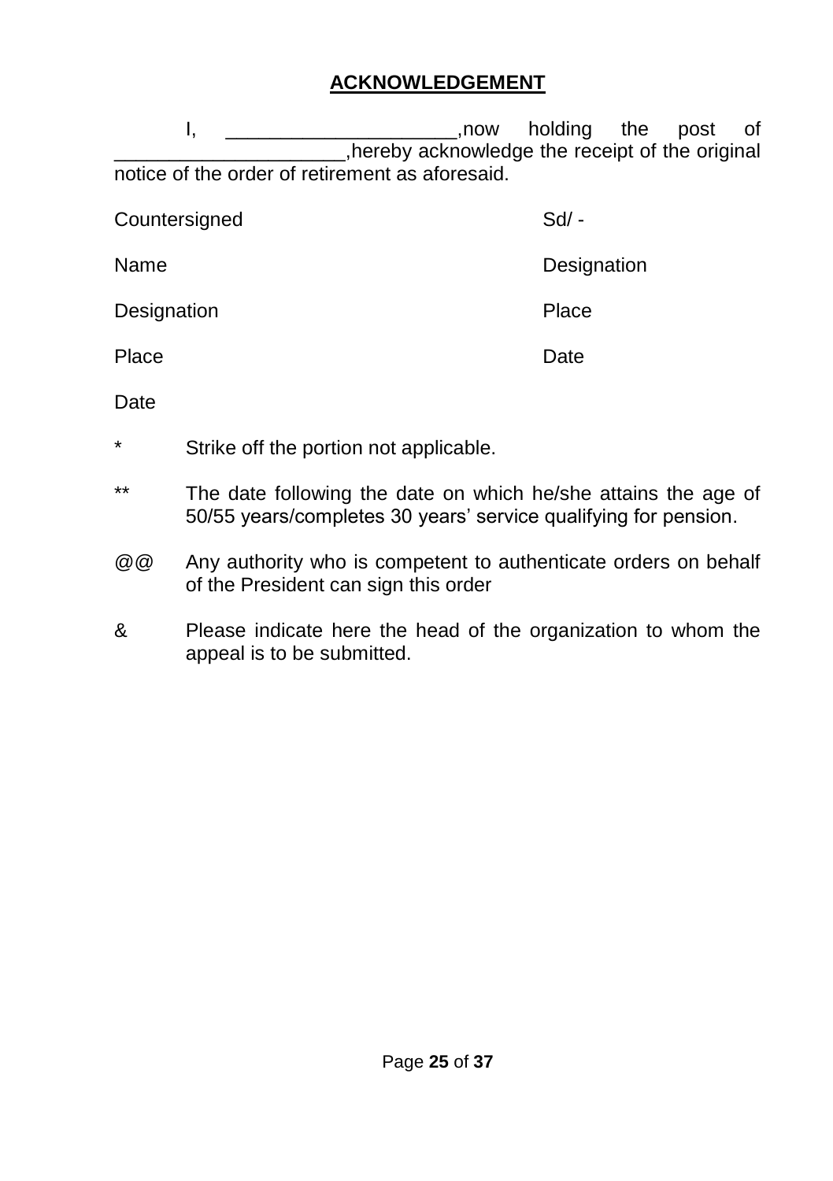## ACKNOWLEDGEMENT

I, ____________________,now holding the post of ____________________,hereby acknowledge the receipt of the original notice of the order of retirement as aforesaid.

| | |
|---|---|
| Countersigned | Sd/ - |
| Name | Designation |
| Designation | Place |
| Place | Date |
| Date | |

\* Strike off the portion not applicable.

\** The date following the date on which he/she attains the age of 50/55 years/completes 30 years' service qualifying for pension.

@@ Any authority who is competent to authenticate orders on behalf of the President can sign this order

& Please indicate here the head of the organization to whom the appeal is to be submitted.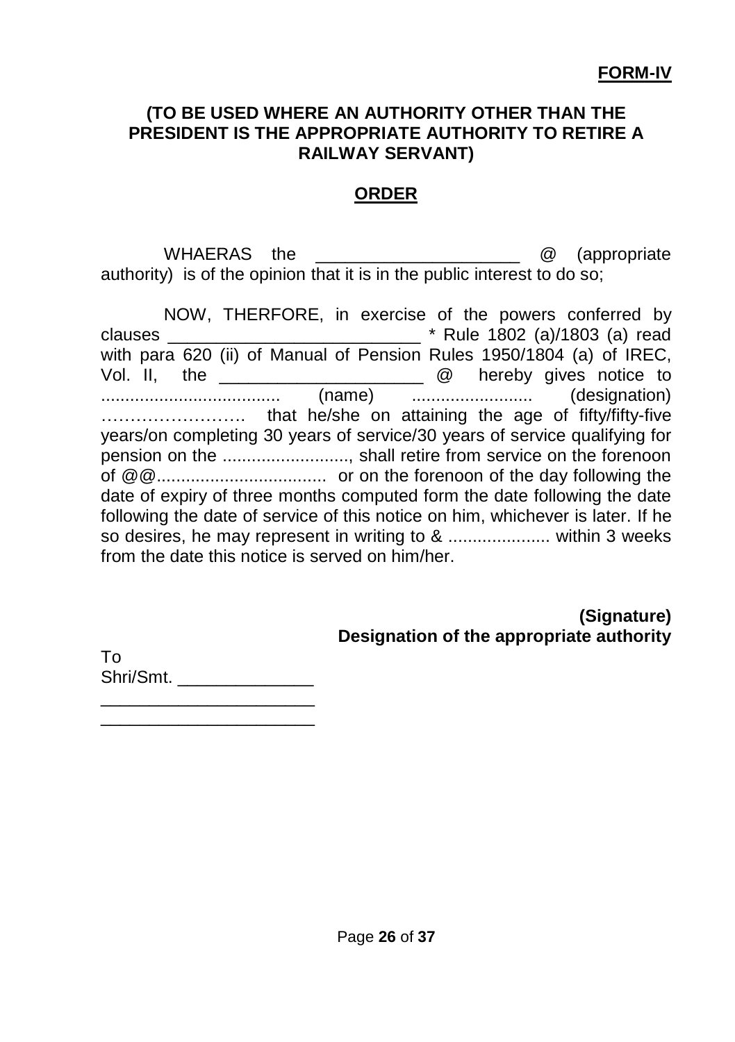**FORM-IV**

**(TO BE USED WHERE AN AUTHORITY OTHER THAN THE PRESIDENT IS THE APPROPRIATE AUTHORITY TO RETIRE A RAILWAY SERVANT)**

## ORDER

WHAERAS the _____________________ @ (appropriate authority) is of the opinion that it is in the public interest to do so;

NOW, THERFORE, in exercise of the powers conferred by clauses __________________________ * Rule 1802 (a)/1803 (a) read with para 620 (ii) of Manual of Pension Rules 1950/1804 (a) of IREC, Vol. II, the _____________________ @ hereby gives notice to ..................................... (name) ......................... (designation) ……………………. that he/she on attaining the age of fifty/fifty-five years/on completing 30 years of service/30 years of service qualifying for pension on the .........................., shall retire from service on the forenoon of @@.................................. or on the forenoon of the day following the date of expiry of three months computed form the date following the date following the date of service of this notice on him, whichever is later. If he so desires, he may represent in writing to & .................... within 3 weeks from the date this notice is served on him/her.

**(Signature)**
**Designation of the appropriate authority**

To
Shri/Smt. ______________
______________________
______________________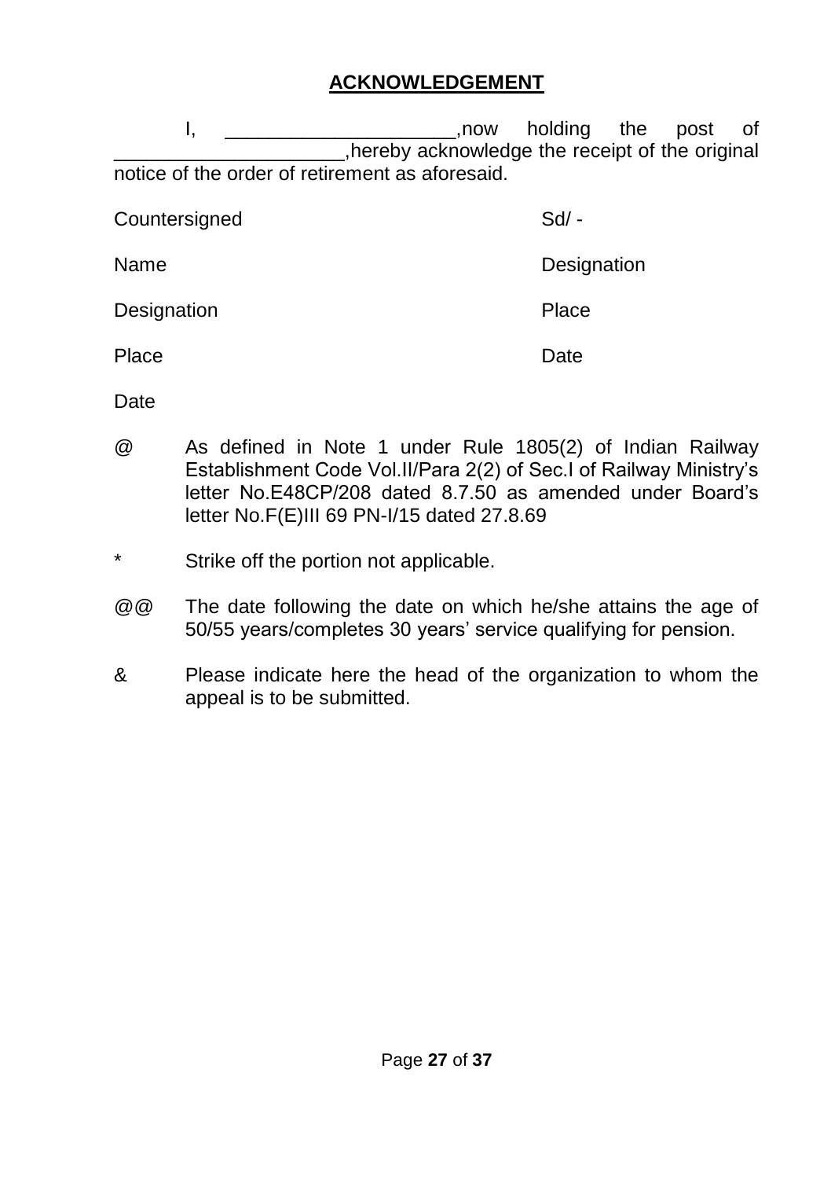## ACKNOWLEDGEMENT

I, _____________________,now holding the post of _____________________,hereby acknowledge the receipt of the original notice of the order of retirement as aforesaid.

| | |
|---|---|
| Countersigned | Sd/ - |
| Name | Designation |
| Designation | Place |
| Place | Date |
| Date | |

@ As defined in Note 1 under Rule 1805(2) of Indian Railway Establishment Code Vol.II/Para 2(2) of Sec.I of Railway Ministry's letter No.E48CP/208 dated 8.7.50 as amended under Board's letter No.F(E)III 69 PN-I/15 dated 27.8.69

* Strike off the portion not applicable.

@@ The date following the date on which he/she attains the age of 50/55 years/completes 30 years' service qualifying for pension.

& Please indicate here the head of the organization to whom the appeal is to be submitted.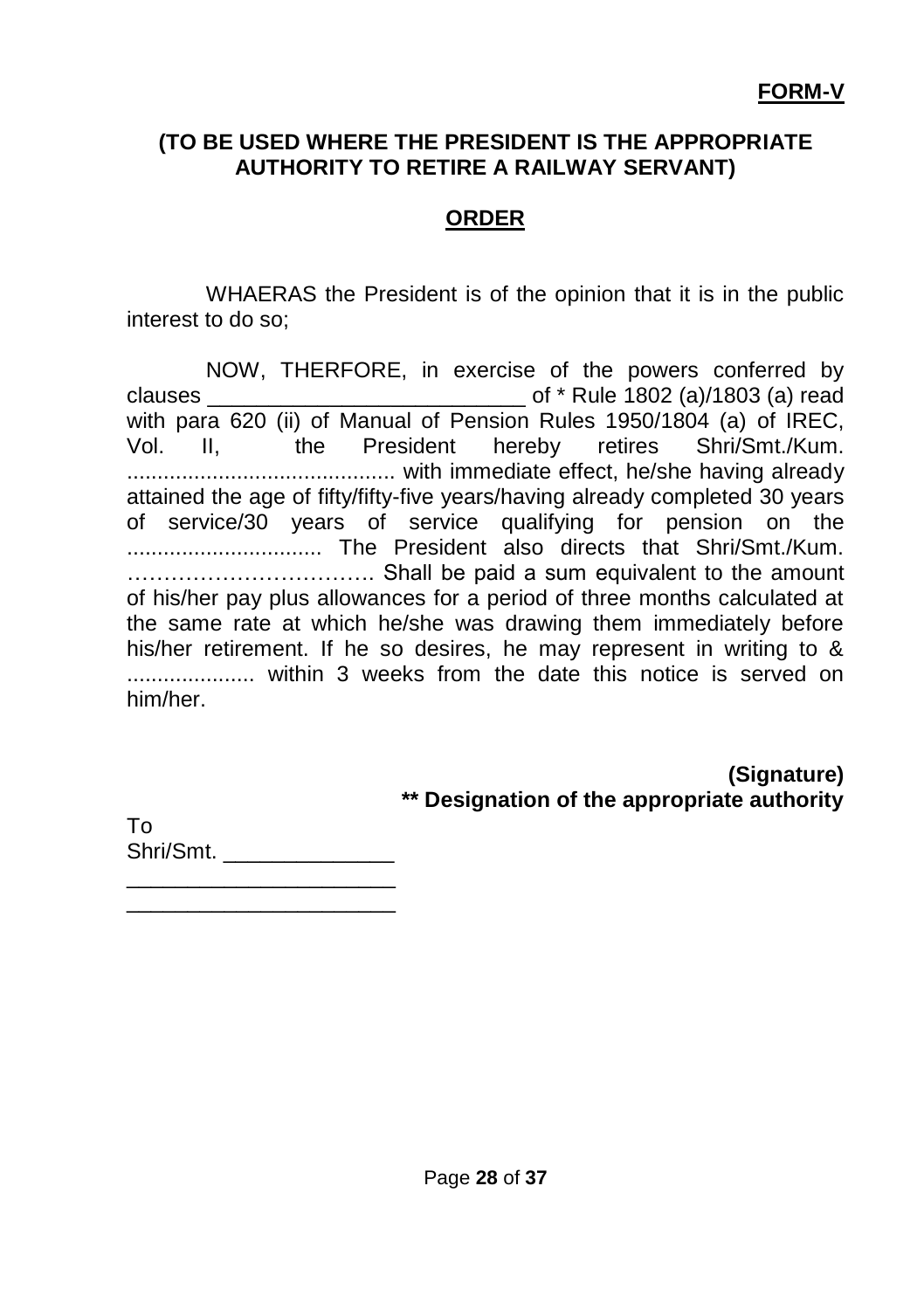**FORM-V**

**(TO BE USED WHERE THE PRESIDENT IS THE APPROPRIATE AUTHORITY TO RETIRE A RAILWAY SERVANT)**

## ORDER

WHAERAS the President is of the opinion that it is in the public interest to do so;

NOW, THERFORE, in exercise of the powers conferred by clauses __________________________ of * Rule 1802 (a)/1803 (a) read with para 620 (ii) of Manual of Pension Rules 1950/1804 (a) of IREC, Vol. II, the President hereby retires Shri/Smt./Kum. ............................................ with immediate effect, he/she having already attained the age of fifty/fifty-five years/having already completed 30 years of service/30 years of service qualifying for pension on the ................................ The President also directs that Shri/Smt./Kum. ……………………………. Shall be paid a sum equivalent to the amount of his/her pay plus allowances for a period of three months calculated at the same rate at which he/she was drawing them immediately before his/her retirement. If he so desires, he may represent in writing to & .................... within 3 weeks from the date this notice is served on him/her.

**(Signature)**
**** Designation of the appropriate authority**

To
Shri/Smt. ______________
______________________
______________________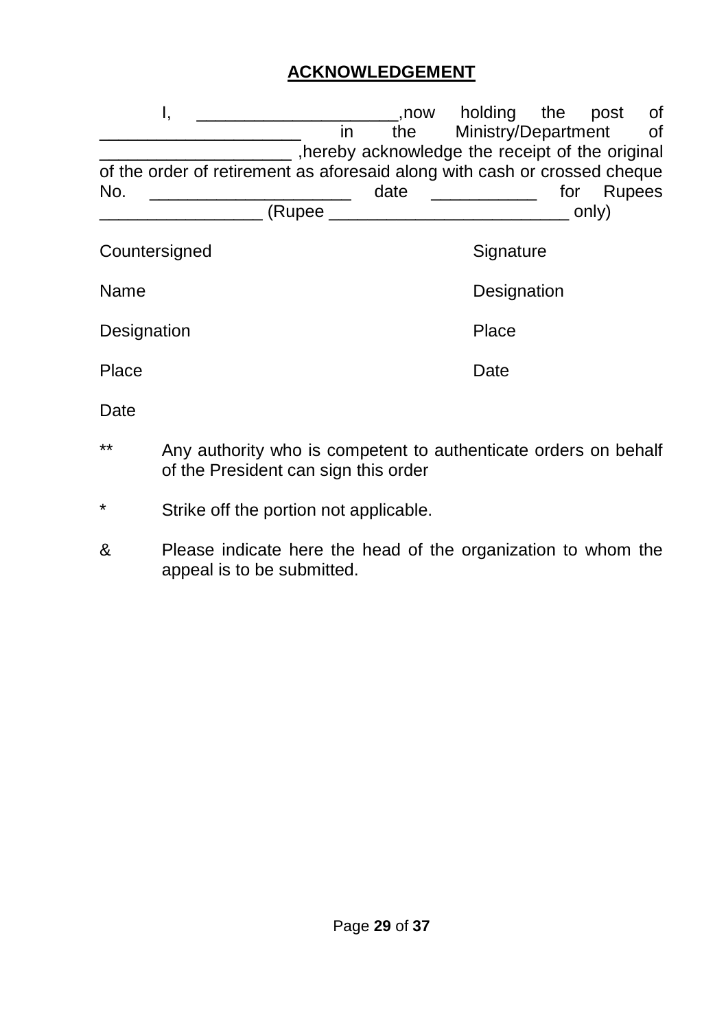## ACKNOWLEDGEMENT

I, ____________________,now holding the post of ____________________ in the Ministry/Department of ____________________ ,hereby acknowledge the receipt of the original of the order of retirement as aforesaid along with cash or crossed cheque No. ____________________ date ___________ for Rupees _________________ (Rupee _________________________ only)

Countersigned

Name

Designation

Place

Date

Signature

Designation

Place

Date

** Any authority who is competent to authenticate orders on behalf of the President can sign this order

* Strike off the portion not applicable.

& Please indicate here the head of the organization to whom the appeal is to be submitted.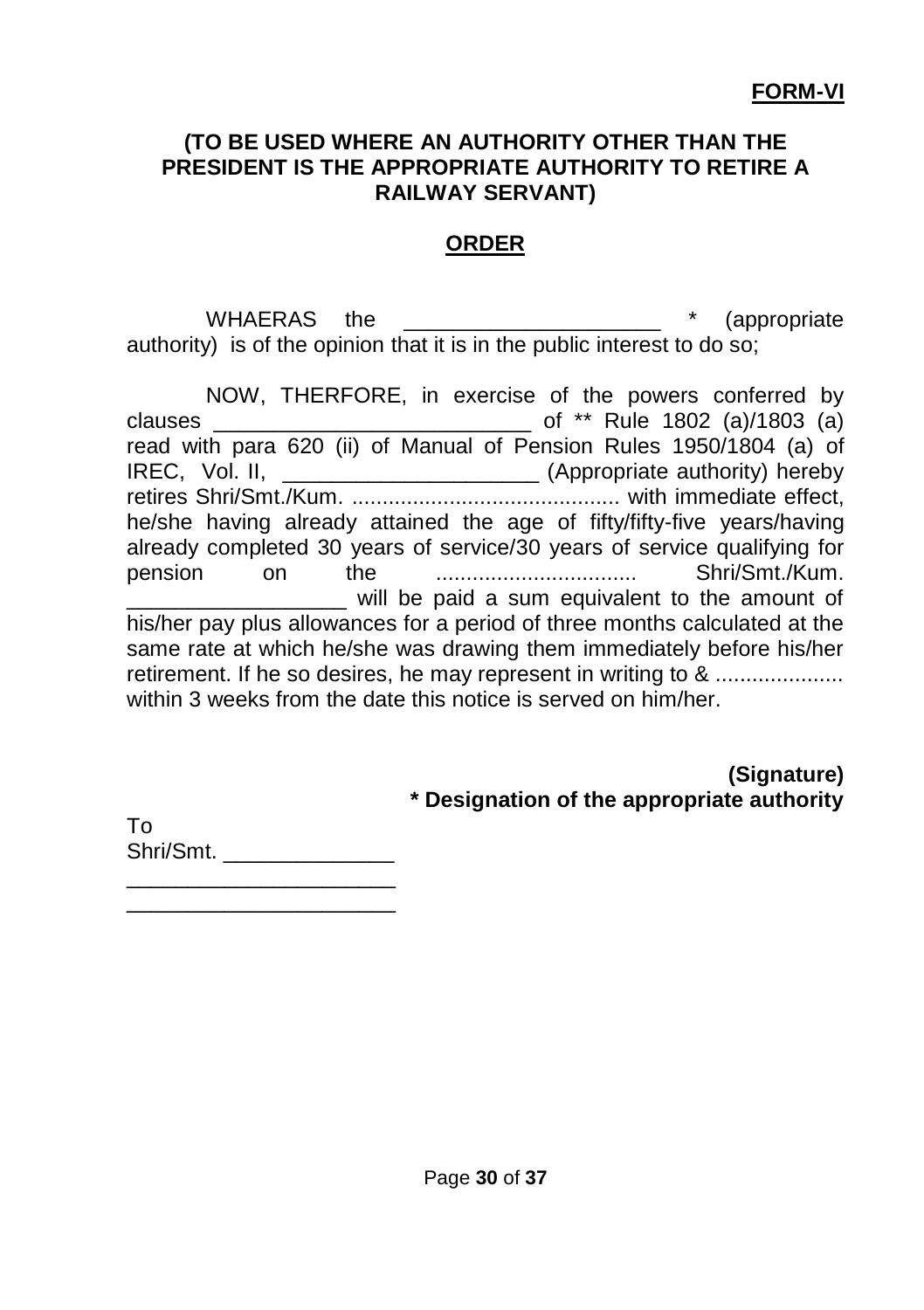**FORM-VI**

**(TO BE USED WHERE AN AUTHORITY OTHER THAN THE PRESIDENT IS THE APPROPRIATE AUTHORITY TO RETIRE A RAILWAY SERVANT)**

## ORDER

WHAERAS the _____________________ * (appropriate authority) is of the opinion that it is in the public interest to do so;

NOW, THERFORE, in exercise of the powers conferred by clauses __________________________ of ** Rule 1802 (a)/1803 (a) read with para 620 (ii) of Manual of Pension Rules 1950/1804 (a) of IREC, Vol. II, _____________________ (Appropriate authority) hereby retires Shri/Smt./Kum. ............................................ with immediate effect, he/she having already attained the age of fifty/fifty-five years/having already completed 30 years of service/30 years of service qualifying for pension on the ................................ Shri/Smt./Kum. __________________ will be paid a sum equivalent to the amount of his/her pay plus allowances for a period of three months calculated at the same rate at which he/she was drawing them immediately before his/her retirement. If he so desires, he may represent in writing to & ..................... within 3 weeks from the date this notice is served on him/her.

**(Signature)**
**\* Designation of the appropriate authority**

To
Shri/Smt. ______________
______________________
______________________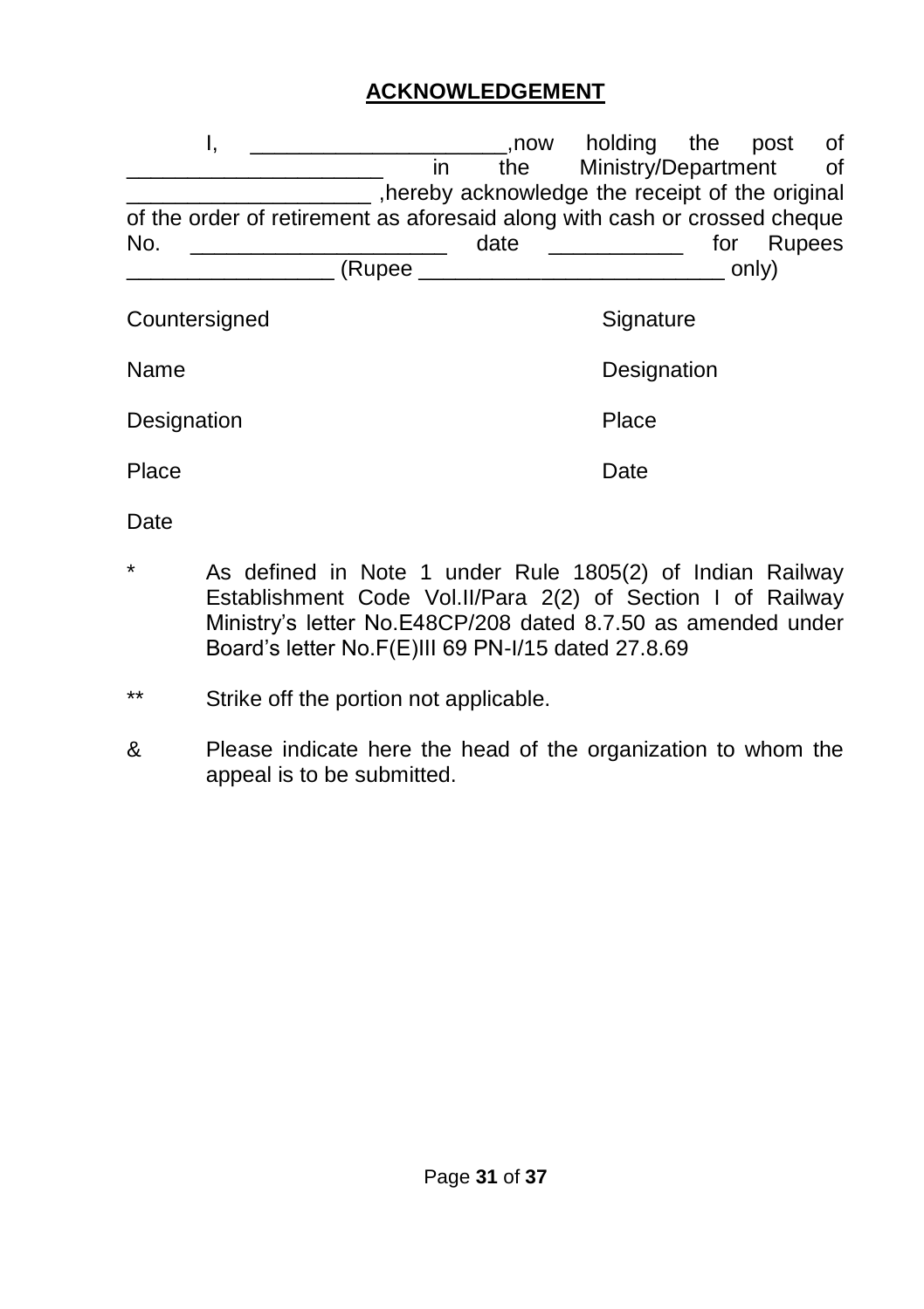## **ACKNOWLEDGEMENT**

I, _____________________,now holding the post of _____________________ in the Ministry/Department of ____________________ ,hereby acknowledge the receipt of the original of the order of retirement as aforesaid along with cash or crossed cheque No. _____________________ date ___________ for Rupees _________________ (Rupee _________________________ only)

| | |
|---|---|
| Countersigned | Signature |
| Name | Designation |
| Designation | Place |
| Place | Date |
| Date | |

\* As defined in Note 1 under Rule 1805(2) of Indian Railway Establishment Code Vol.II/Para 2(2) of Section I of Railway Ministry's letter No.E48CP/208 dated 8.7.50 as amended under Board's letter No.F(E)III 69 PN-I/15 dated 27.8.69

** Strike off the portion not applicable.

& Please indicate here the head of the organization to whom the appeal is to be submitted.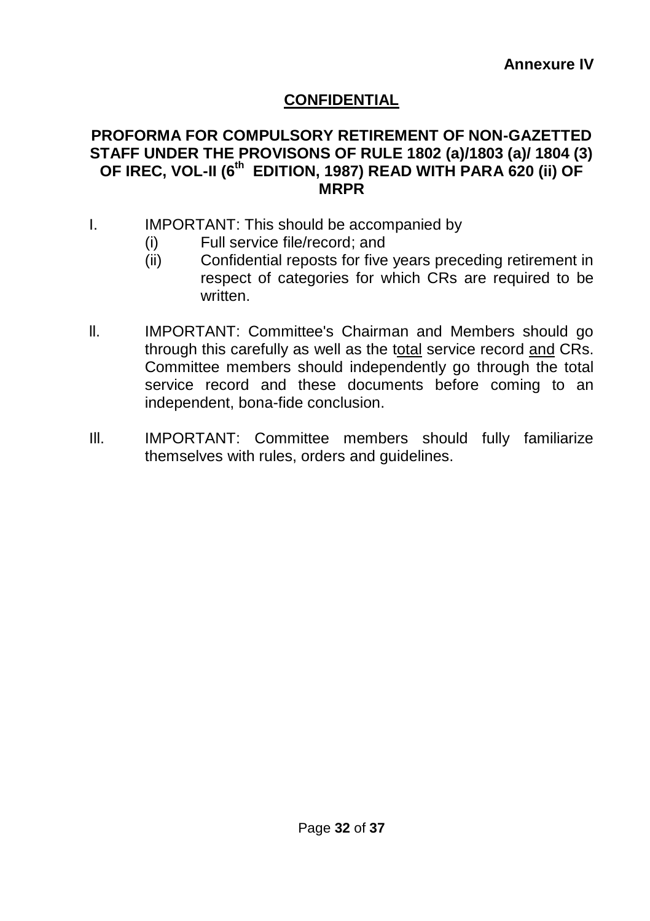**Annexure IV**

**CONFIDENTIAL**

## PROFORMA FOR COMPULSORY RETIREMENT OF NON-GAZETTED STAFF UNDER THE PROVISONS OF RULE 1802 (a)/1803 (a)/ 1804 (3) OF IREC, VOL-II (6th EDITION, 1987) READ WITH PARA 620 (ii) OF MRPR

I. IMPORTANT: This should be accompanied by
   (i) Full service file/record; and
   (ii) Confidential reposts for five years preceding retirement in respect of categories for which CRs are required to be written.

II. IMPORTANT: Committee's Chairman and Members should go through this carefully as well as the total service record and CRs. Committee members should independently go through the total service record and these documents before coming to an independent, bona-fide conclusion.

III. IMPORTANT: Committee members should fully familiarize themselves with rules, orders and guidelines.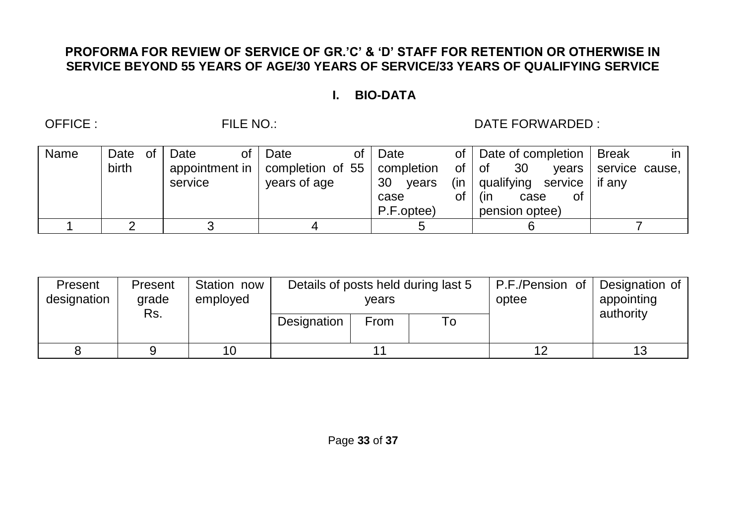**PROFORMA FOR REVIEW OF SERVICE OF GR.'C' & 'D' STAFF FOR RETENTION OR OTHERWISE IN SERVICE BEYOND 55 YEARS OF AGE/30 YEARS OF SERVICE/33 YEARS OF QUALIFYING SERVICE**

**I. BIO-DATA**

OFFICE : FILE NO.: DATE FORWARDED :

| Name | Date of birth | Date of appointment in service | Date of completion of 55 years of age | Date of completion of 30 years (in case of P.F.optee) | Date of completion of 30 years qualifying service (in case of pension optee) | Break in service cause, if any |
|---|---|---|---|---|---|---|
| 1 | 2 | 3 | 4 | 5 | 6 | 7 |

| Present designation | Present grade Rs. | Station now employed | Details of posts held during last 5 years | | | P.F./Pension of optee | Designation of appointing authority |
|---|---|---|---|---|---|---|---|
| | | | Designation | From | To | | |
| 8 | 9 | 10 | 11 | | | 12 | 13 |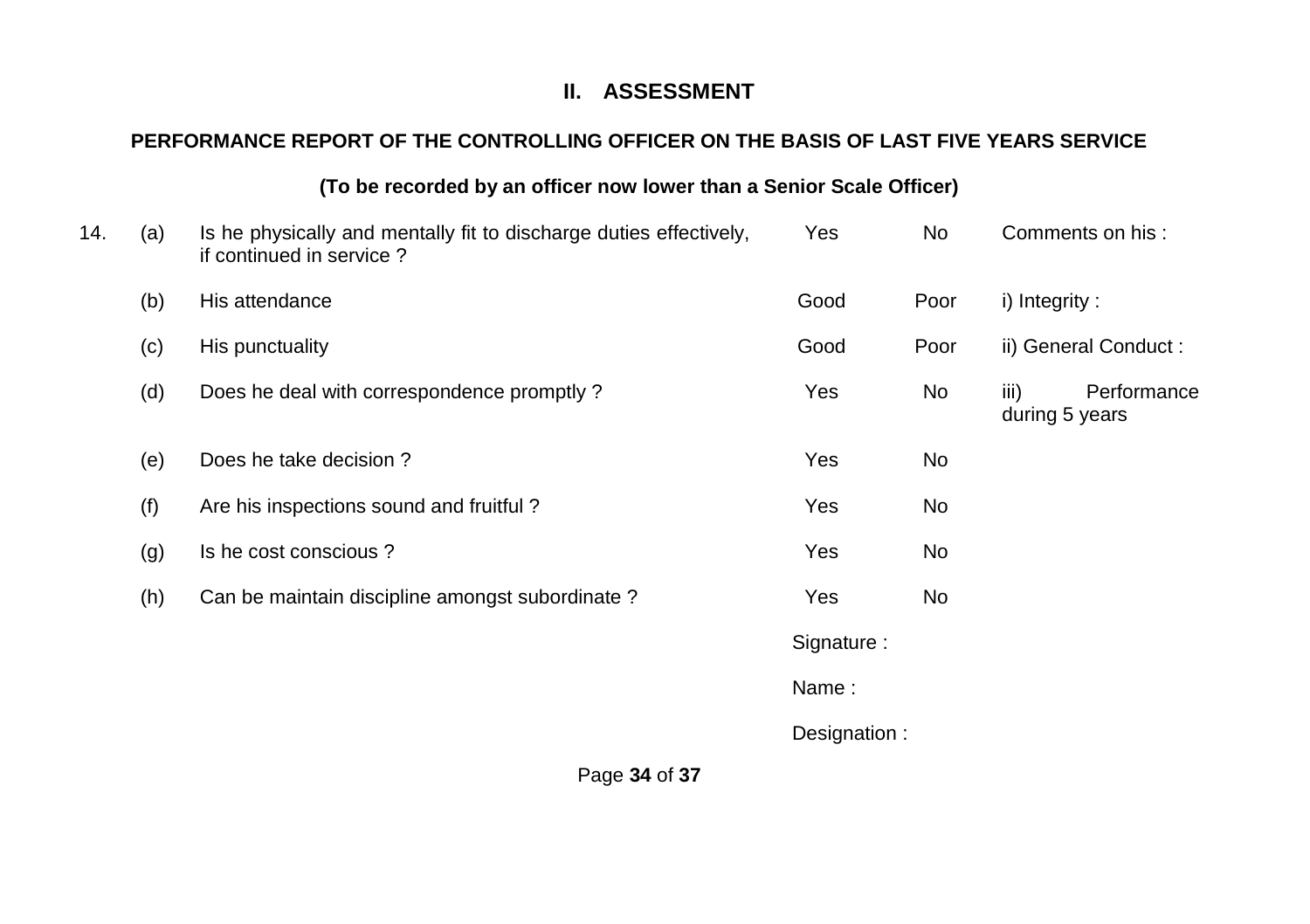## II. ASSESSMENT

**PERFORMANCE REPORT OF THE CONTROLLING OFFICER ON THE BASIS OF LAST FIVE YEARS SERVICE**

**(To be recorded by an officer now lower than a Senior Scale Officer)**

| | | | | | |
|---|---|---|---|---|---|
| 14. | (a) | Is he physically and mentally fit to discharge duties effectively, if continued in service ? | Yes | No | Comments on his : |
| | (b) | His attendance | Good | Poor | i) Integrity : |
| | (c) | His punctuality | Good | Poor | ii) General Conduct : |
| | (d) | Does he deal with correspondence promptly ? | Yes | No | iii) Performance during 5 years |
| | (e) | Does he take decision ? | Yes | No | |
| | (f) | Are his inspections sound and fruitful ? | Yes | No | |
| | (g) | Is he cost conscious ? | Yes | No | |
| | (h) | Can be maintain discipline amongst subordinate ? | Yes | No | |

Signature :

Name :

Designation :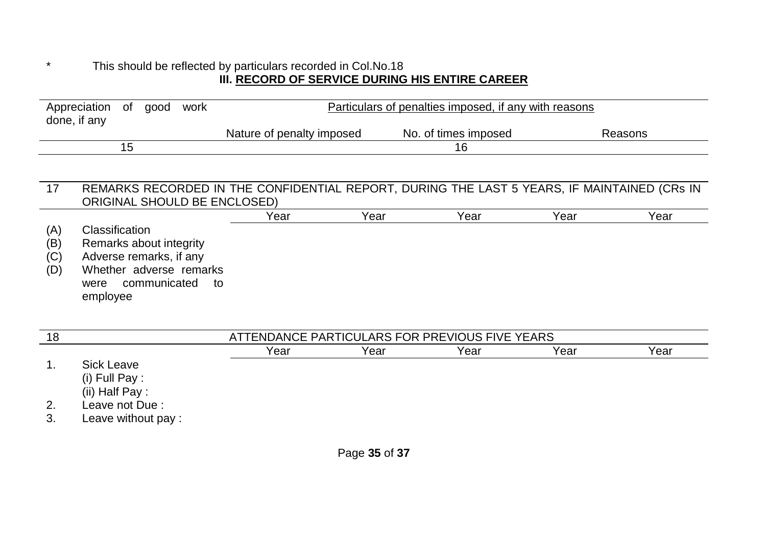\* This should be reflected by particulars recorded in Col.No.18

## III. RECORD OF SERVICE DURING HIS ENTIRE CAREER

| Appreciation of good work done, if any | Particulars of penalties imposed, if any with reasons | | |
|---|---|---|---|
| | Nature of penalty imposed | No. of times imposed | Reasons |
| 15 | 16 | | |

| 17 | REMARKS RECORDED IN THE CONFIDENTIAL REPORT, DURING THE LAST 5 YEARS, IF MAINTAINED (CRs IN ORIGINAL SHOULD BE ENCLOSED) | | | | | |
|---|---|---|---|---|---|---|
| | | Year | Year | Year | Year | Year |
| (A) | Classification | | | | | |
| (B) | Remarks about integrity | | | | | |
| (C) | Adverse remarks, if any | | | | | |
| (D) | Whether adverse remarks were communicated to employee | | | | | |

| 18 | ATTENDANCE PARTICULARS FOR PREVIOUS FIVE YEARS | | | | | |
|---|---|---|---|---|---|---|
| | | Year | Year | Year | Year | Year |
| 1. | Sick Leave | | | | | |
| | (i) Full Pay : | | | | | |
| | (ii) Half Pay : | | | | | |
| 2. | Leave not Due : | | | | | |
| 3. | Leave without pay : | | | | | |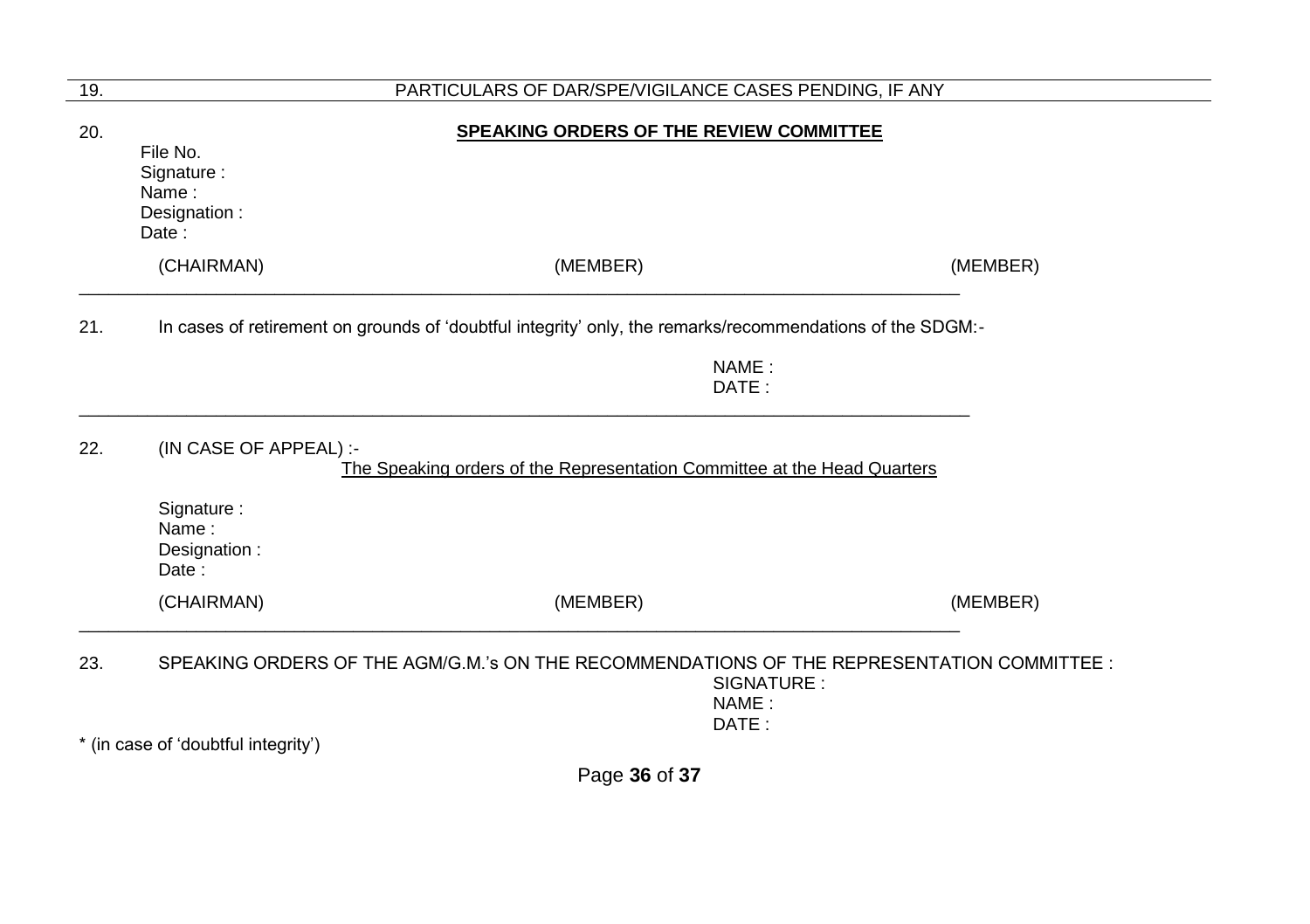19. PARTICULARS OF DAR/SPE/VIGILANCE CASES PENDING, IF ANY

---

20. **SPEAKING ORDERS OF THE REVIEW COMMITTEE**

File No.
Signature :
Name :
Designation :
Date :

(CHAIRMAN) (MEMBER) (MEMBER)

---

21. In cases of retirement on grounds of 'doubtful integrity' only, the remarks/recommendations of the SDGM:-

NAME :
DATE :

---

22. (IN CASE OF APPEAL) :-

The Speaking orders of the Representation Committee at the Head Quarters

Signature :
Name :
Designation :
Date :

(CHAIRMAN) (MEMBER) (MEMBER)

---

23. SPEAKING ORDERS OF THE AGM/G.M.'s ON THE RECOMMENDATIONS OF THE REPRESENTATION COMMITTEE :

SIGNATURE :
NAME :
DATE :

* (in case of 'doubtful integrity')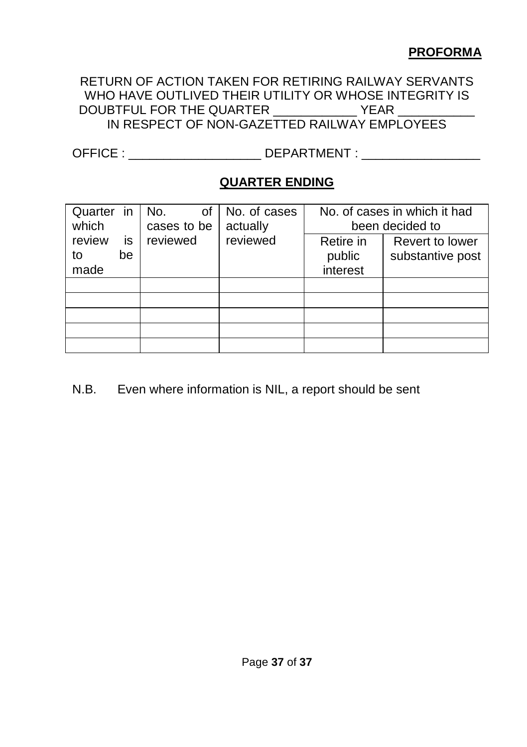**PROFORMA**

RETURN OF ACTION TAKEN FOR RETIRING RAILWAY SERVANTS WHO HAVE OUTLIVED THEIR UTILITY OR WHOSE INTEGRITY IS DOUBTFUL FOR THE QUARTER ____________ YEAR ___________ IN RESPECT OF NON-GAZETTED RAILWAY EMPLOYEES

OFFICE : ___________________ DEPARTMENT : _________________

**QUARTER ENDING**

| Quarter in which review is to be made | No. of cases to be reviewed | No. of cases actually reviewed | No. of cases in which it had been decided to | |
|---|---|---|---|---|
| | | | Retire in public interest | Revert to lower substantive post |
| | | | | |
| | | | | |
| | | | | |
| | | | | |
| | | | | |

N.B. Even where information is NIL, a report should be sent